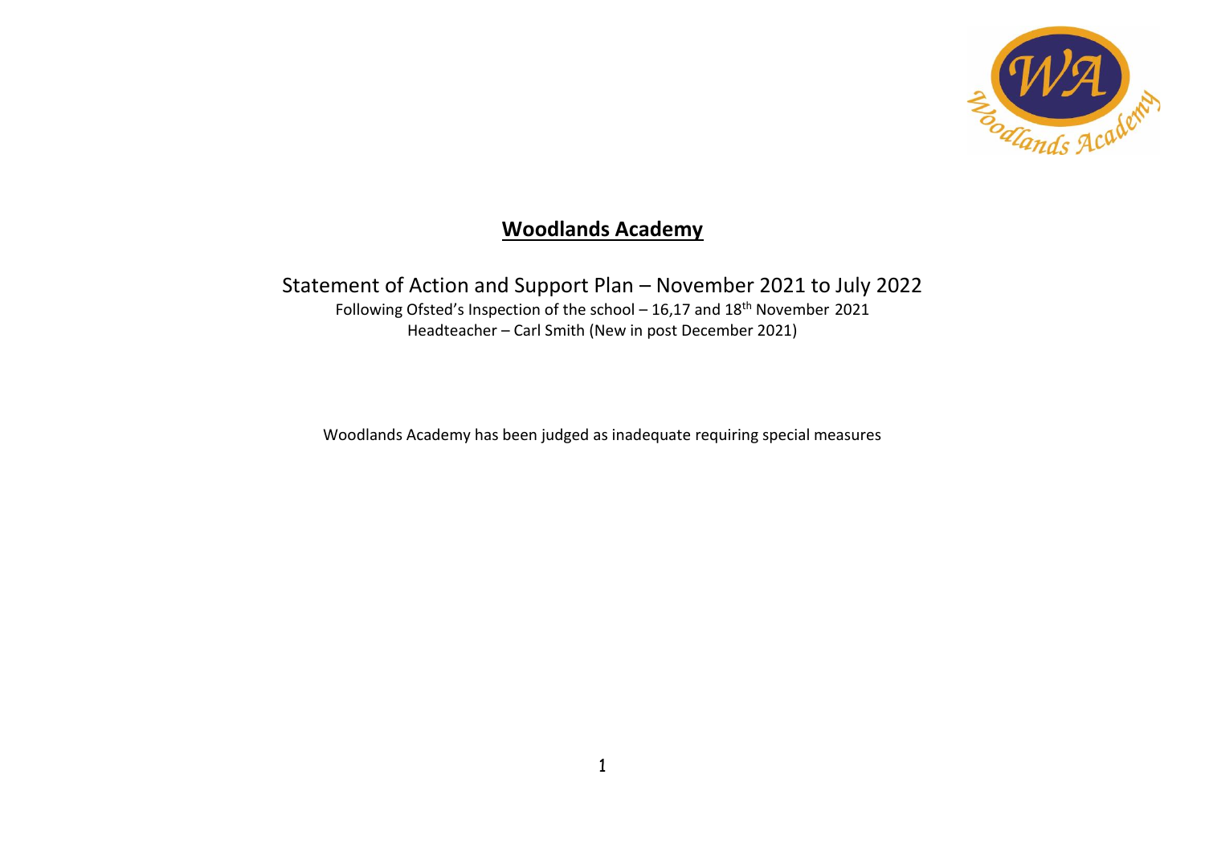# Woodlands Academy

## Statement of Action and Support Plan – November 2021 to July 2022

Following Ofsted's Inspection of the school – 16,17 and 18th November 2021

Headteacher – Carl Smith (New in post December 2021)

Woodlands Academy has been judged as inadequate requiring special measures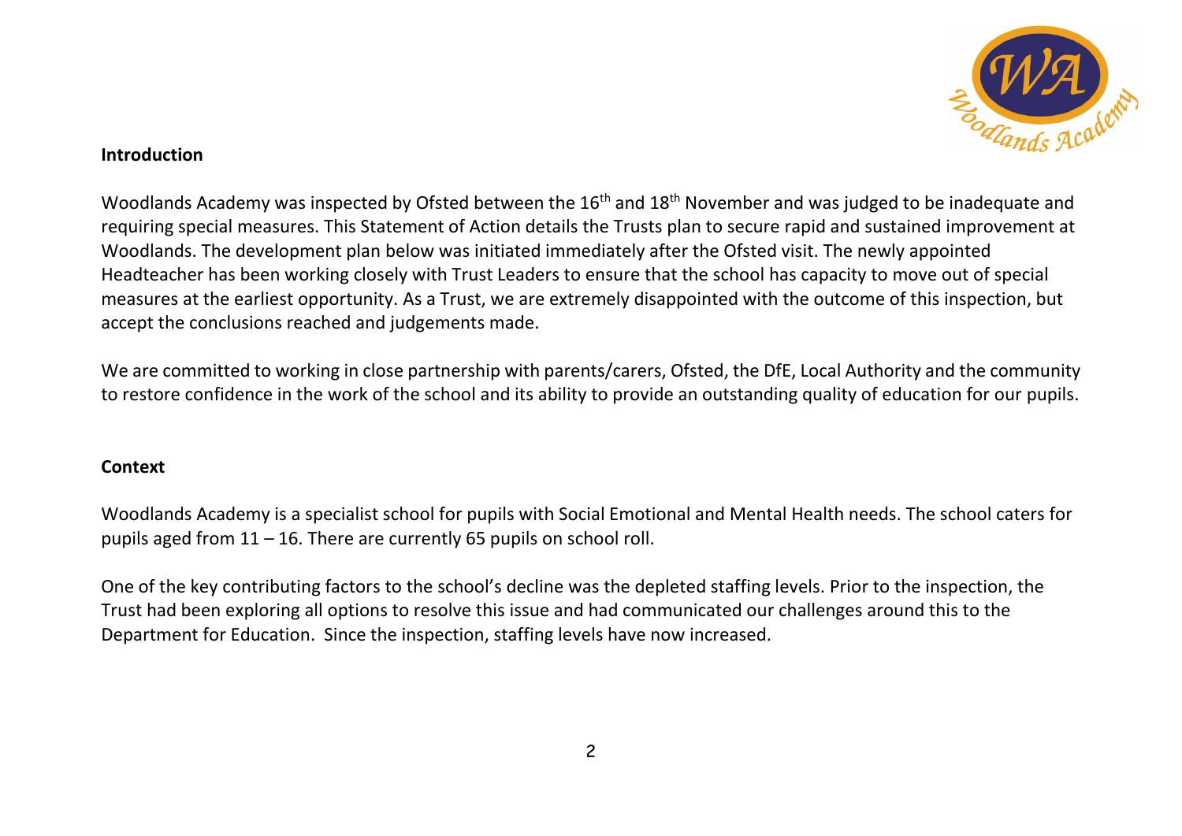## Introduction

Woodlands Academy was inspected by Ofsted between the 16th and 18th November and was judged to be inadequate and requiring special measures. This Statement of Action details the Trusts plan to secure rapid and sustained improvement at Woodlands. The development plan below was initiated immediately after the Ofsted visit. The newly appointed Headteacher has been working closely with Trust Leaders to ensure that the school has capacity to move out of special measures at the earliest opportunity. As a Trust, we are extremely disappointed with the outcome of this inspection, but accept the conclusions reached and judgements made.

We are committed to working in close partnership with parents/carers, Ofsted, the DfE, Local Authority and the community to restore confidence in the work of the school and its ability to provide an outstanding quality of education for our pupils.

## Context

Woodlands Academy is a specialist school for pupils with Social Emotional and Mental Health needs. The school caters for pupils aged from 11 – 16. There are currently 65 pupils on school roll.

One of the key contributing factors to the school's decline was the depleted staffing levels. Prior to the inspection, the Trust had been exploring all options to resolve this issue and had communicated our challenges around this to the Department for Education. Since the inspection, staffing levels have now increased.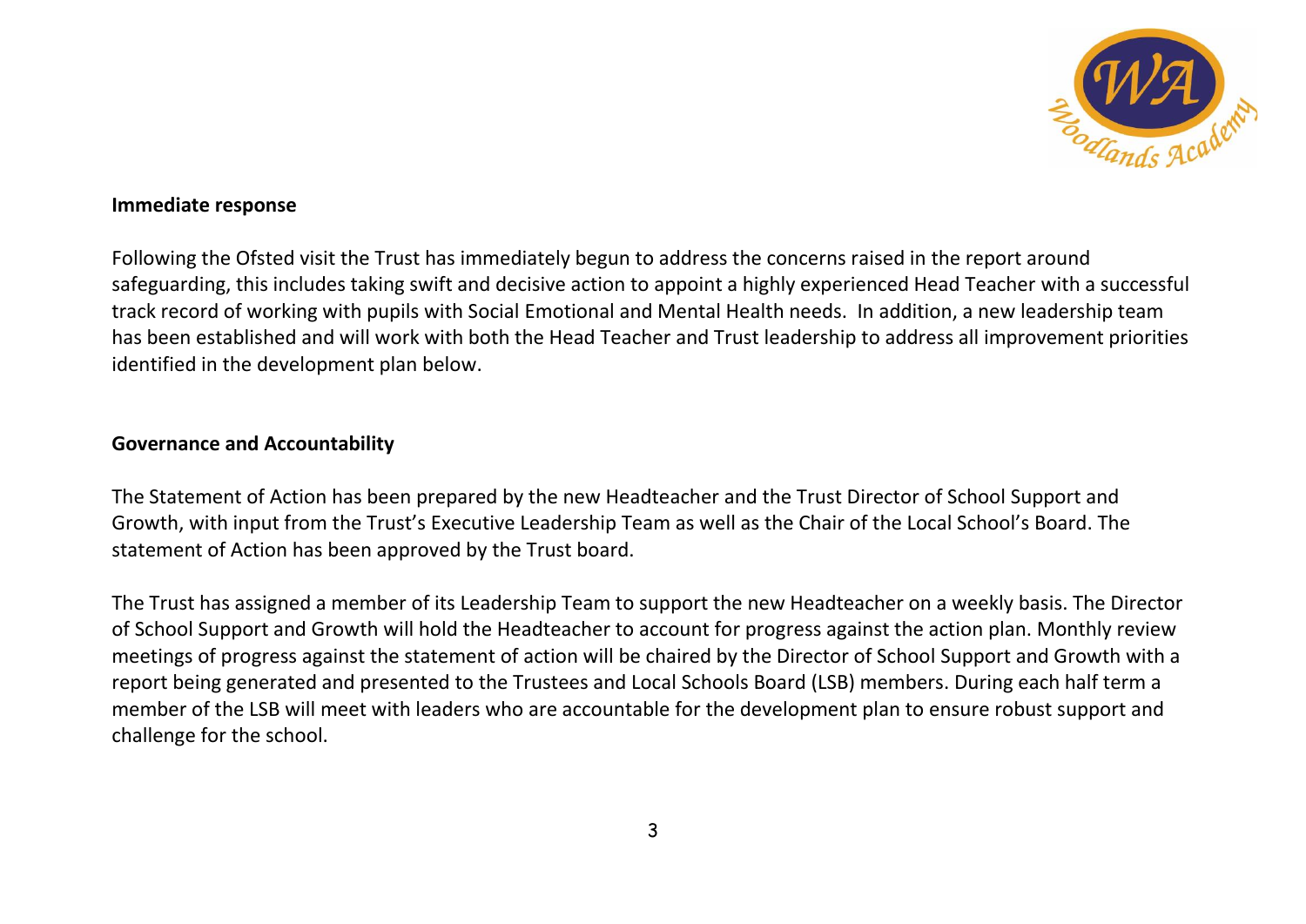**Immediate response**

Following the Ofsted visit the Trust has immediately begun to address the concerns raised in the report around safeguarding, this includes taking swift and decisive action to appoint a highly experienced Head Teacher with a successful track record of working with pupils with Social Emotional and Mental Health needs. In addition, a new leadership team has been established and will work with both the Head Teacher and Trust leadership to address all improvement priorities identified in the development plan below.

**Governance and Accountability**

The Statement of Action has been prepared by the new Headteacher and the Trust Director of School Support and Growth, with input from the Trust's Executive Leadership Team as well as the Chair of the Local School's Board. The statement of Action has been approved by the Trust board.

The Trust has assigned a member of its Leadership Team to support the new Headteacher on a weekly basis. The Director of School Support and Growth will hold the Headteacher to account for progress against the action plan. Monthly review meetings of progress against the statement of action will be chaired by the Director of School Support and Growth with a report being generated and presented to the Trustees and Local Schools Board (LSB) members. During each half term a member of the LSB will meet with leaders who are accountable for the development plan to ensure robust support and challenge for the school.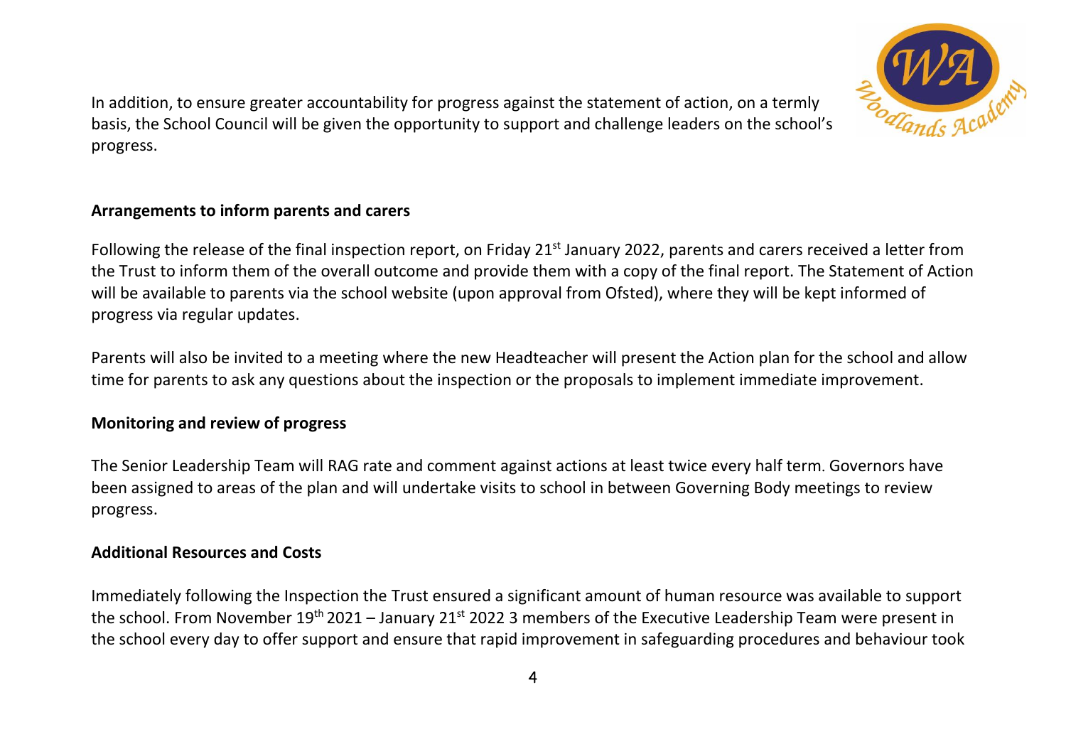In addition, to ensure greater accountability for progress against the statement of action, on a termly basis, the School Council will be given the opportunity to support and challenge leaders on the school's progress.

**Arrangements to inform parents and carers**

Following the release of the final inspection report, on Friday 21st January 2022, parents and carers received a letter from the Trust to inform them of the overall outcome and provide them with a copy of the final report. The Statement of Action will be available to parents via the school website (upon approval from Ofsted), where they will be kept informed of progress via regular updates.

Parents will also be invited to a meeting where the new Headteacher will present the Action plan for the school and allow time for parents to ask any questions about the inspection or the proposals to implement immediate improvement.

**Monitoring and review of progress**

The Senior Leadership Team will RAG rate and comment against actions at least twice every half term. Governors have been assigned to areas of the plan and will undertake visits to school in between Governing Body meetings to review progress.

**Additional Resources and Costs**

Immediately following the Inspection the Trust ensured a significant amount of human resource was available to support the school. From November 19th 2021 – January 21st 2022 3 members of the Executive Leadership Team were present in the school every day to offer support and ensure that rapid improvement in safeguarding procedures and behaviour took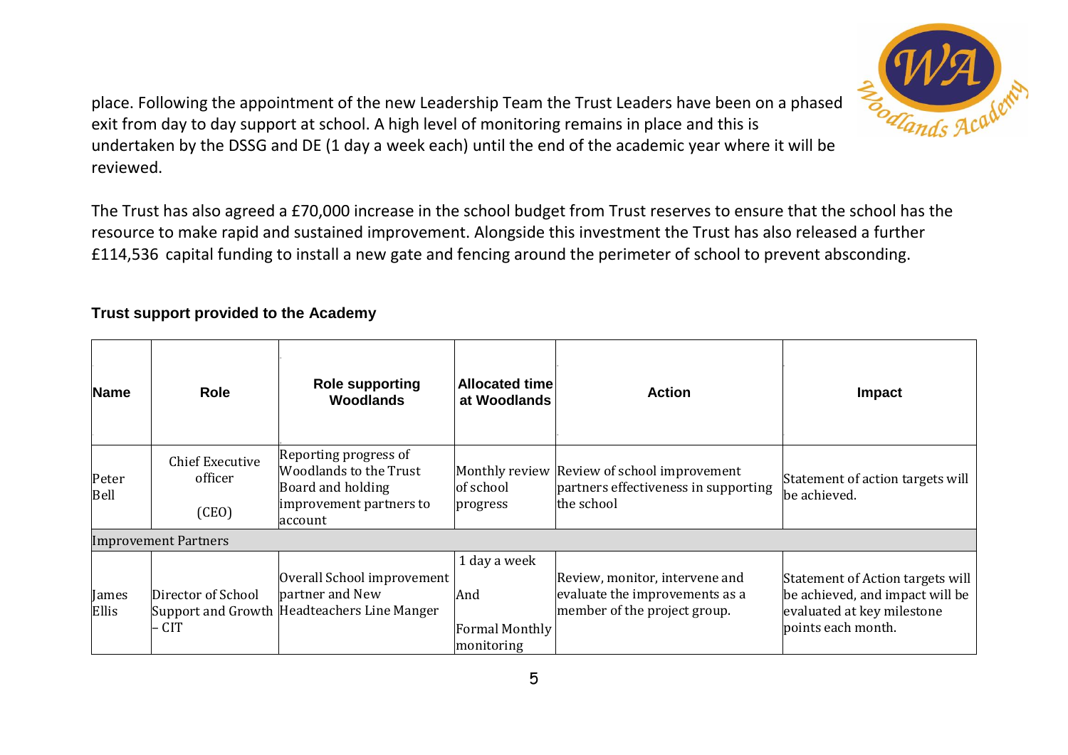place. Following the appointment of the new Leadership Team the Trust Leaders have been on a phased exit from day to day support at school. A high level of monitoring remains in place and this is undertaken by the DSSG and DE (1 day a week each) until the end of the academic year where it will be reviewed.

The Trust has also agreed a £70,000 increase in the school budget from Trust reserves to ensure that the school has the resource to make rapid and sustained improvement. Alongside this investment the Trust has also released a further £114,536 capital funding to install a new gate and fencing around the perimeter of school to prevent absconding.

**Trust support provided to the Academy**

| Name | Role | Role supporting Woodlands | Allocated time at Woodlands | Action | Impact |
|---|---|---|---|---|---|
| Peter Bell | Chief Executive officer (CEO) | Reporting progress of Woodlands to the Trust Board and holding improvement partners to account | Monthly review of school progress | Review of school improvement partners effectiveness in supporting the school | Statement of action targets will be achieved. |
| Improvement Partners | | | | | |
| James Ellis | Director of School Support and Growth – CIT | Overall School improvement partner and New Headteachers Line Manger | 1 day a week And Formal Monthly monitoring | Review, monitor, intervene and evaluate the improvements as a member of the project group. | Statement of Action targets will be achieved, and impact will be evaluated at key milestone points each month. |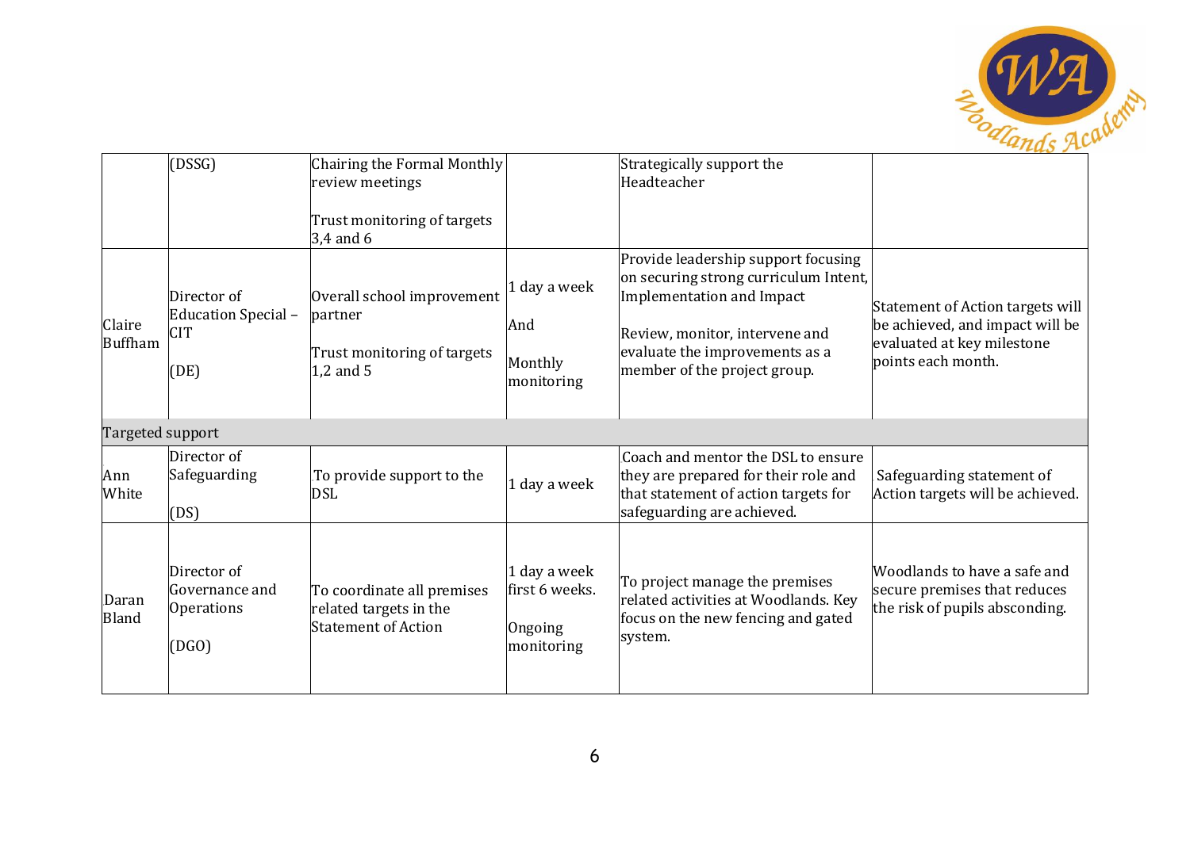| | | | | | |
|---|---|---|---|---|---|
| | (DSSG) | Chairing the Formal Monthly review meetings<br><br>Trust monitoring of targets 3,4 and 6 | | Strategically support the Headteacher | |
| Claire Buffham | Director of Education Special – CIT<br><br>(DE) | Overall school improvement partner<br><br>Trust monitoring of targets 1,2 and 5 | 1 day a week<br><br>And<br><br>Monthly monitoring | Provide leadership support focusing on securing strong curriculum Intent, Implementation and Impact<br><br>Review, monitor, intervene and evaluate the improvements as a member of the project group. | Statement of Action targets will be achieved, and impact will be evaluated at key milestone points each month. |
| Targeted support | | | | | |
| Ann White | Director of Safeguarding<br><br>(DS) | To provide support to the DSL | 1 day a week | Coach and mentor the DSL to ensure they are prepared for their role and that statement of action targets for safeguarding are achieved. | Safeguarding statement of Action targets will be achieved. |
| Daran Bland | Director of Governance and Operations<br><br>(DGO) | To coordinate all premises related targets in the Statement of Action | 1 day a week first 6 weeks.<br><br>Ongoing monitoring | To project manage the premises related activities at Woodlands. Key focus on the new fencing and gated system. | Woodlands to have a safe and secure premises that reduces the risk of pupils absconding. |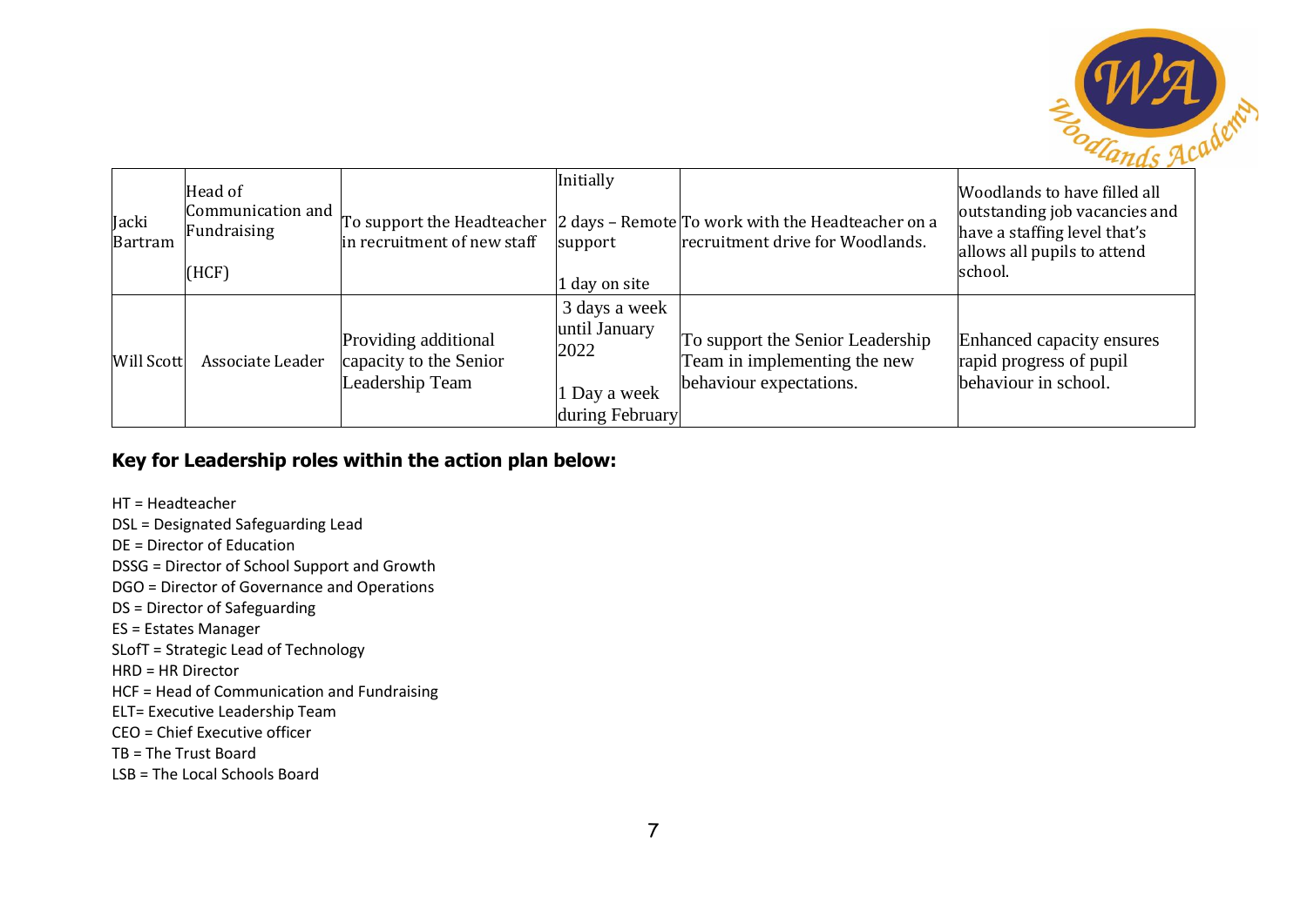| Jacki Bartram | Head of Communication and Fundraising (HCF) | To support the Headteacher in recruitment of new staff | Initially 2 days – Remote support 1 day on site | To work with the Headteacher on a recruitment drive for Woodlands. | Woodlands to have filled all outstanding job vacancies and have a staffing level that's allows all pupils to attend school. |
|---|---|---|---|---|---|
| Will Scott | Associate Leader | Providing additional capacity to the Senior Leadership Team | 3 days a week until January 2022 1 Day a week during February | To support the Senior Leadership Team in implementing the new behaviour expectations. | Enhanced capacity ensures rapid progress of pupil behaviour in school. |

**Key for Leadership roles within the action plan below:**

HT = Headteacher
DSL = Designated Safeguarding Lead
DE = Director of Education
DSSG = Director of School Support and Growth
DGO = Director of Governance and Operations
DS = Director of Safeguarding
ES = Estates Manager
SLofT = Strategic Lead of Technology
HRD = HR Director
HCF = Head of Communication and Fundraising
ELT= Executive Leadership Team
CEO = Chief Executive officer
TB = The Trust Board
LSB = The Local Schools Board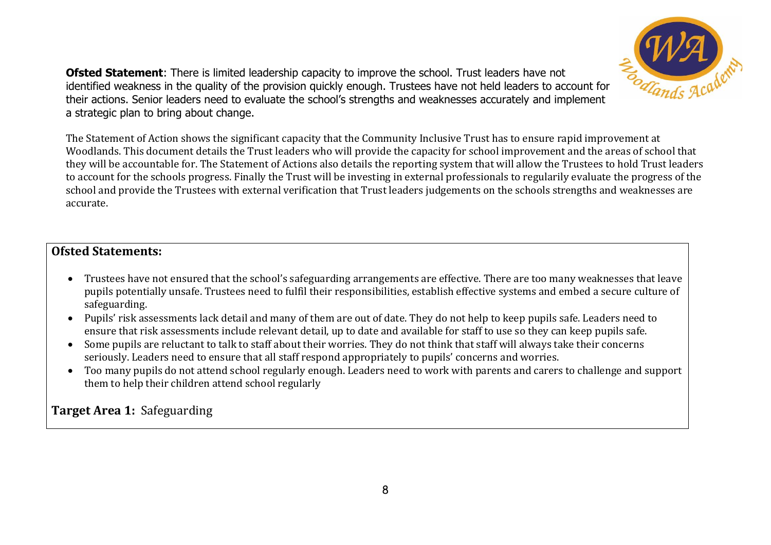**Ofsted Statement**: There is limited leadership capacity to improve the school. Trust leaders have not identified weakness in the quality of the provision quickly enough. Trustees have not held leaders to account for their actions. Senior leaders need to evaluate the school's strengths and weaknesses accurately and implement a strategic plan to bring about change.

The Statement of Action shows the significant capacity that the Community Inclusive Trust has to ensure rapid improvement at Woodlands. This document details the Trust leaders who will provide the capacity for school improvement and the areas of school that they will be accountable for. The Statement of Actions also details the reporting system that will allow the Trustees to hold Trust leaders to account for the schools progress. Finally the Trust will be investing in external professionals to regularily evaluate the progress of the school and provide the Trustees with external verification that Trust leaders judgements on the schools strengths and weaknesses are accurate.

**Ofsted Statements:**

- Trustees have not ensured that the school's safeguarding arrangements are effective. There are too many weaknesses that leave pupils potentially unsafe. Trustees need to fulfil their responsibilities, establish effective systems and embed a secure culture of safeguarding.
- Pupils' risk assessments lack detail and many of them are out of date. They do not help to keep pupils safe. Leaders need to ensure that risk assessments include relevant detail, up to date and available for staff to use so they can keep pupils safe.
- Some pupils are reluctant to talk to staff about their worries. They do not think that staff will always take their concerns seriously. Leaders need to ensure that all staff respond appropriately to pupils' concerns and worries.
- Too many pupils do not attend school regularly enough. Leaders need to work with parents and carers to challenge and support them to help their children attend school regularly

**Target Area 1:** Safeguarding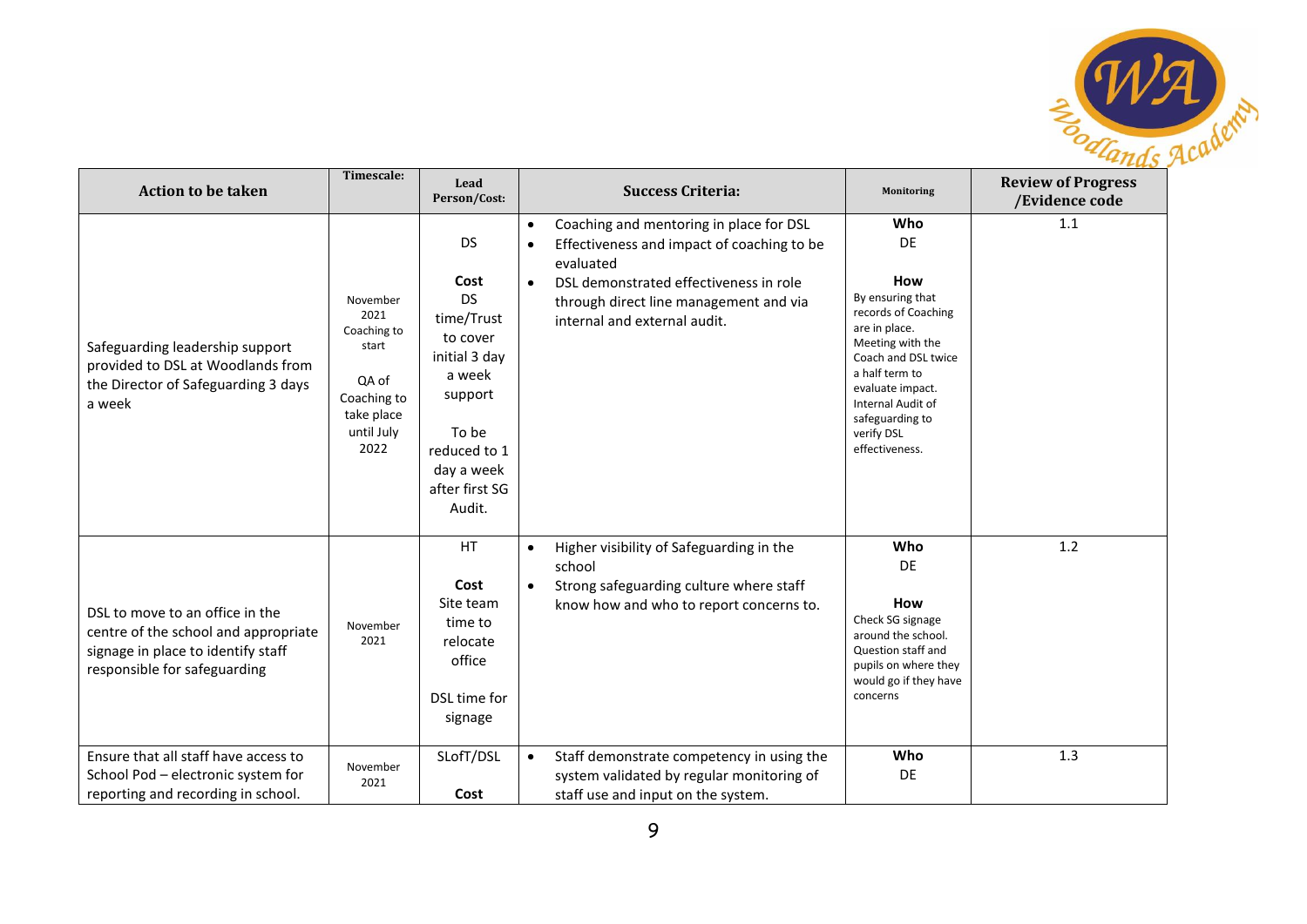| Action to be taken | Timescale: | Lead Person/Cost: | Success Criteria: | Monitoring | Review of Progress /Evidence code |
|---|---|---|---|---|---|
| Safeguarding leadership support provided to DSL at Woodlands from the Director of Safeguarding 3 days a week | November 2021 Coaching to start<br><br>QA of Coaching to take place until July 2022 | DS<br><br>**Cost**<br>DS time/Trust to cover initial 3 day a week support<br><br>To be reduced to 1 day a week after first SG Audit. | • Coaching and mentoring in place for DSL<br>• Effectiveness and impact of coaching to be evaluated<br>• DSL demonstrated effectiveness in role through direct line management and via internal and external audit. | **Who**<br>DE<br><br>**How**<br>By ensuring that records of Coaching are in place. Meeting with the Coach and DSL twice a half term to evaluate impact. Internal Audit of safeguarding to verify DSL effectiveness. | 1.1 |
| DSL to move to an office in the centre of the school and appropriate signage in place to identify staff responsible for safeguarding | November 2021 | HT<br><br>**Cost**<br>Site team time to relocate office<br><br>DSL time for signage | • Higher visibility of Safeguarding in the school<br>• Strong safeguarding culture where staff know how and who to report concerns to. | **Who**<br>DE<br><br>**How**<br>Check SG signage around the school. Question staff and pupils on where they would go if they have concerns | 1.2 |
| Ensure that all staff have access to School Pod – electronic system for reporting and recording in school. | November 2021 | SLofT/DSL<br><br>**Cost** | • Staff demonstrate competency in using the system validated by regular monitoring of staff use and input on the system. | **Who**<br>DE | 1.3 |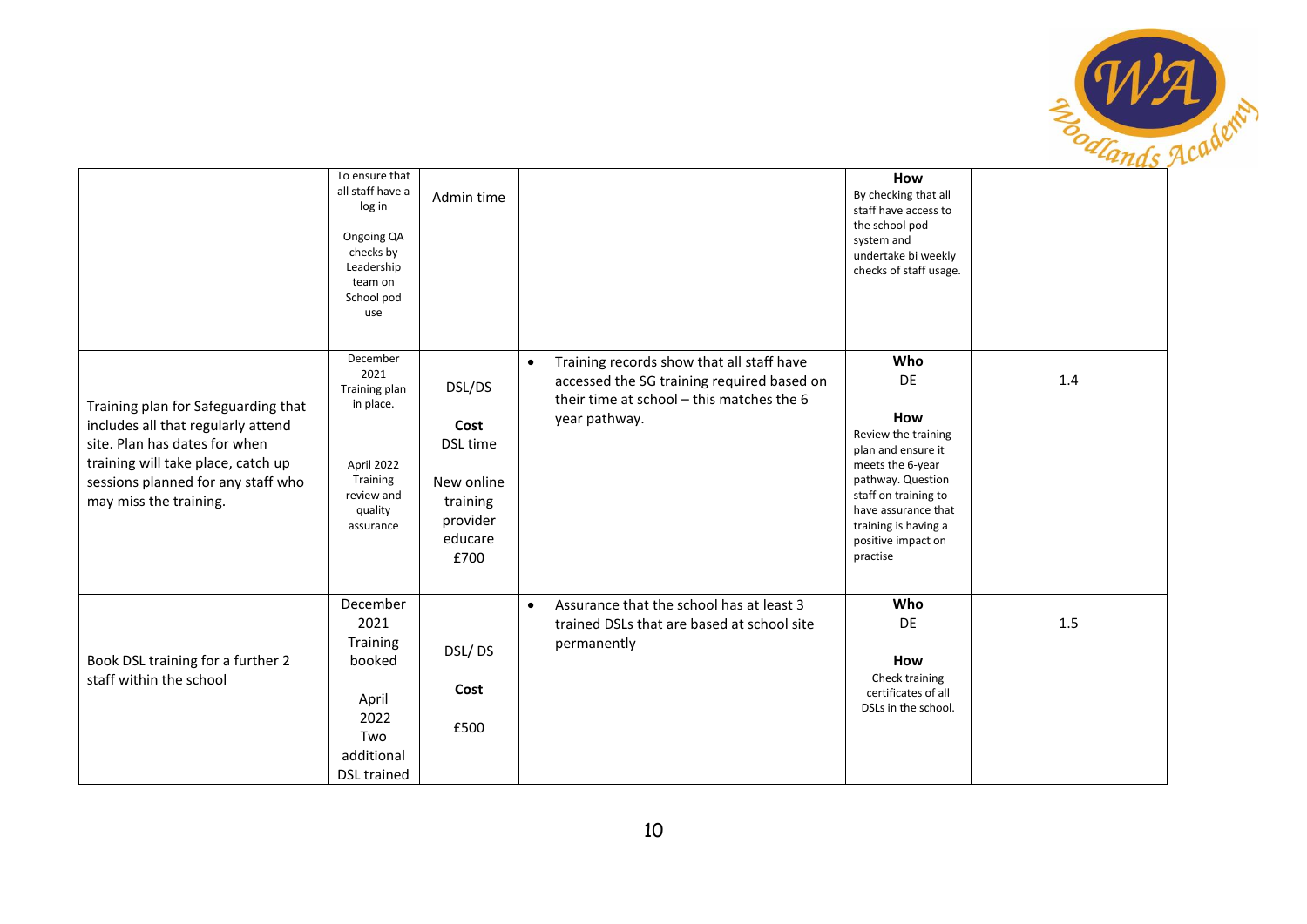| | | | | | |
|---|---|---|---|---|---|
| | To ensure that all staff have a log in<br><br>Ongoing QA checks by Leadership team on School pod use | Admin time | | **How**<br>By checking that all staff have access to the school pod system and undertake bi weekly checks of staff usage. | |
| Training plan for Safeguarding that includes all that regularly attend site. Plan has dates for when training will take place, catch up sessions planned for any staff who may miss the training. | December 2021 Training plan in place.<br><br>April 2022 Training review and quality assurance | DSL/DS<br><br>**Cost**<br>DSL time<br><br>New online training provider educare £700 | • Training records show that all staff have accessed the SG training required based on their time at school – this matches the 6 year pathway. | **Who**<br>DE<br><br>**How**<br>Review the training plan and ensure it meets the 6-year pathway. Question staff on training to have assurance that training is having a positive impact on practise | 1.4 |
| Book DSL training for a further 2 staff within the school | December 2021 Training booked<br><br>April 2022 Two additional DSL trained | DSL/ DS<br><br>**Cost**<br><br>£500 | • Assurance that the school has at least 3 trained DSLs that are based at school site permanently | **Who**<br>DE<br><br>**How**<br>Check training certificates of all DSLs in the school. | 1.5 |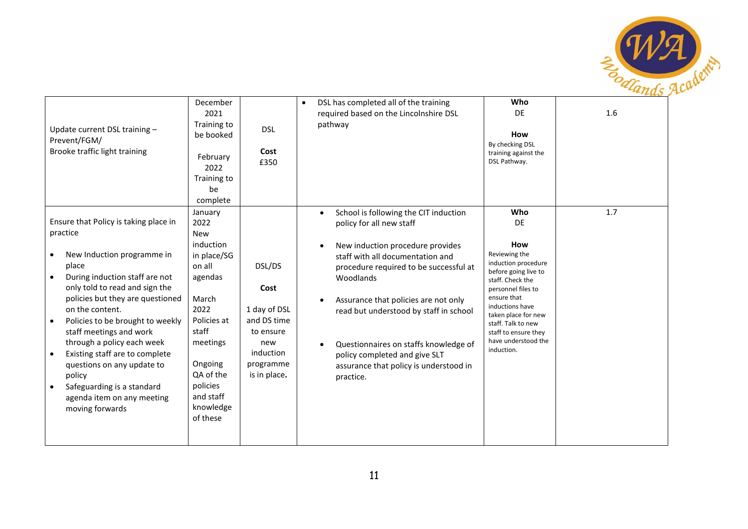| | | | | | |
|---|---|---|---|---|---|
| Update current DSL training – Prevent/FGM/ Brooke traffic light training | December 2021 Training to be booked<br><br>February 2022 Training to be complete | DSL<br><br>**Cost**<br>£350 | • DSL has completed all of the training required based on the Lincolnshire DSL pathway | **Who**<br>DE<br><br>**How**<br>By checking DSL training against the DSL Pathway. | 1.6 |
| Ensure that Policy is taking place in practice<br><br>• New Induction programme in place<br>• During induction staff are not only told to read and sign the policies but they are questioned on the content.<br>• Policies to be brought to weekly staff meetings and work through a policy each week<br>• Existing staff are to complete questions on any update to policy<br>• Safeguarding is a standard agenda item on any meeting moving forwards | January 2022 New induction in place/SG on all agendas<br><br>March 2022 Policies at staff meetings<br><br>Ongoing QA of the policies and staff knowledge of these | DSL/DS<br><br>**Cost**<br><br>1 day of DSL and DS time to ensure new induction programme is in place. | • School is following the CIT induction policy for all new staff<br><br>• New induction procedure provides staff with all documentation and procedure required to be successful at Woodlands<br><br>• Assurance that policies are not only read but understood by staff in school<br><br>• Questionnaires on staffs knowledge of policy completed and give SLT assurance that policy is understood in practice. | **Who**<br>DE<br><br>**How**<br>Reviewing the induction procedure before going live to staff. Check the personnel files to ensure that inductions have taken place for new staff. Talk to new staff to ensure they have understood the induction. | 1.7 |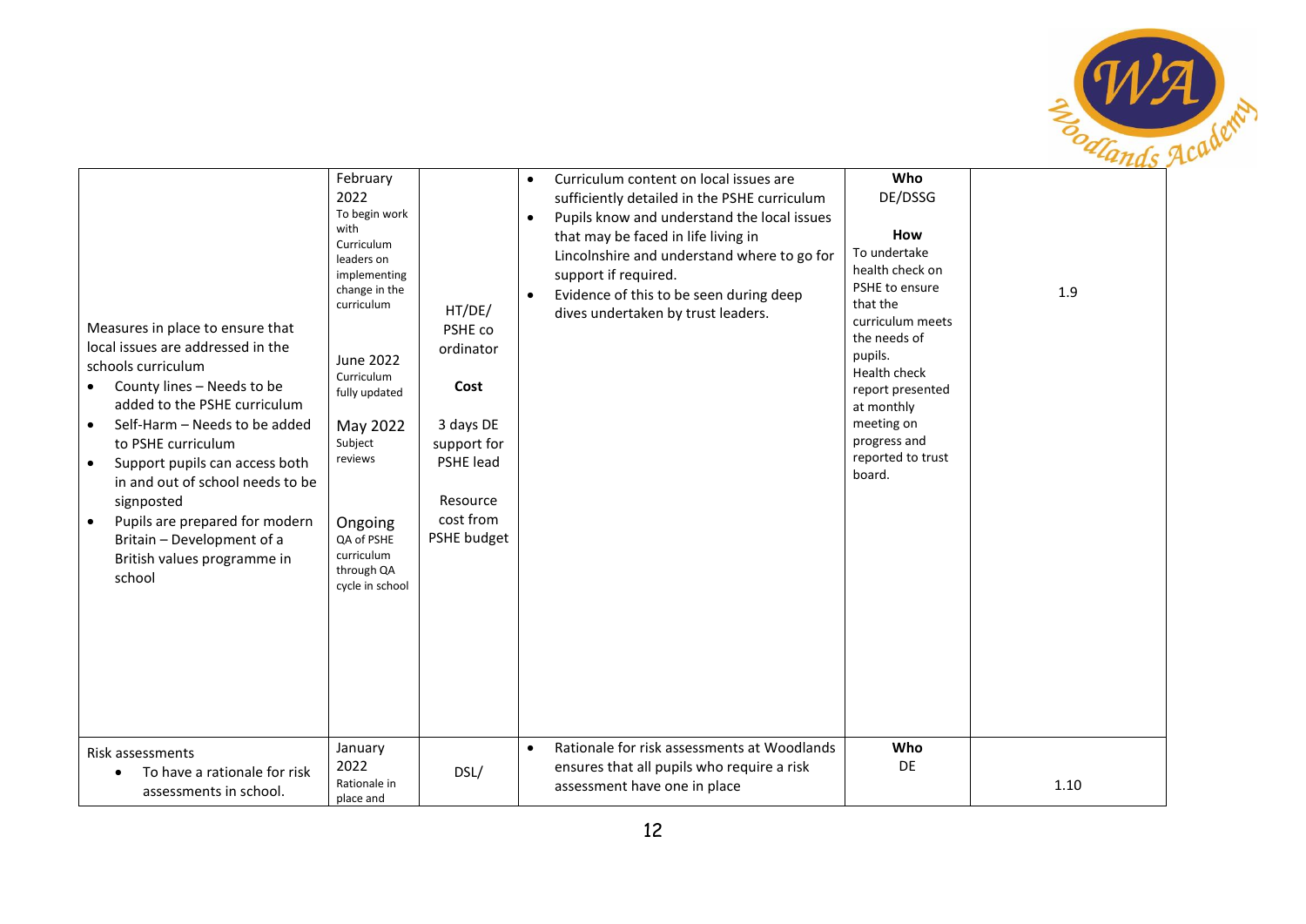| | | | | | |
|---|---|---|---|---|---|
| Measures in place to ensure that local issues are addressed in the schools curriculum<br>• County lines – Needs to be added to the PSHE curriculum<br>• Self-Harm – Needs to be added to PSHE curriculum<br>• Support pupils can access both in and out of school needs to be signposted<br>• Pupils are prepared for modern Britain – Development of a British values programme in school | February 2022<br>To begin work with Curriculum leaders on implementing change in the curriculum<br><br>June 2022<br>Curriculum fully updated<br><br>May 2022<br>Subject reviews<br><br>Ongoing<br>QA of PSHE curriculum through QA cycle in school | HT/DE/ PSHE co ordinator<br><br>**Cost**<br><br>3 days DE support for PSHE lead<br><br>Resource cost from PSHE budget | • Curriculum content on local issues are sufficiently detailed in the PSHE curriculum<br>• Pupils know and understand the local issues that may be faced in life living in Lincolnshire and understand where to go for support if required.<br>• Evidence of this to be seen during deep dives undertaken by trust leaders. | **Who**<br>DE/DSSG<br><br>**How**<br>To undertake health check on PSHE to ensure that the curriculum meets the needs of pupils.<br>Health check report presented at monthly meeting on progress and reported to trust board. | 1.9 |
| Risk assessments<br>• To have a rationale for risk assessments in school. | January 2022<br>Rationale in place and | DSL/ | • Rationale for risk assessments at Woodlands ensures that all pupils who require a risk assessment have one in place | **Who**<br>DE | 1.10 |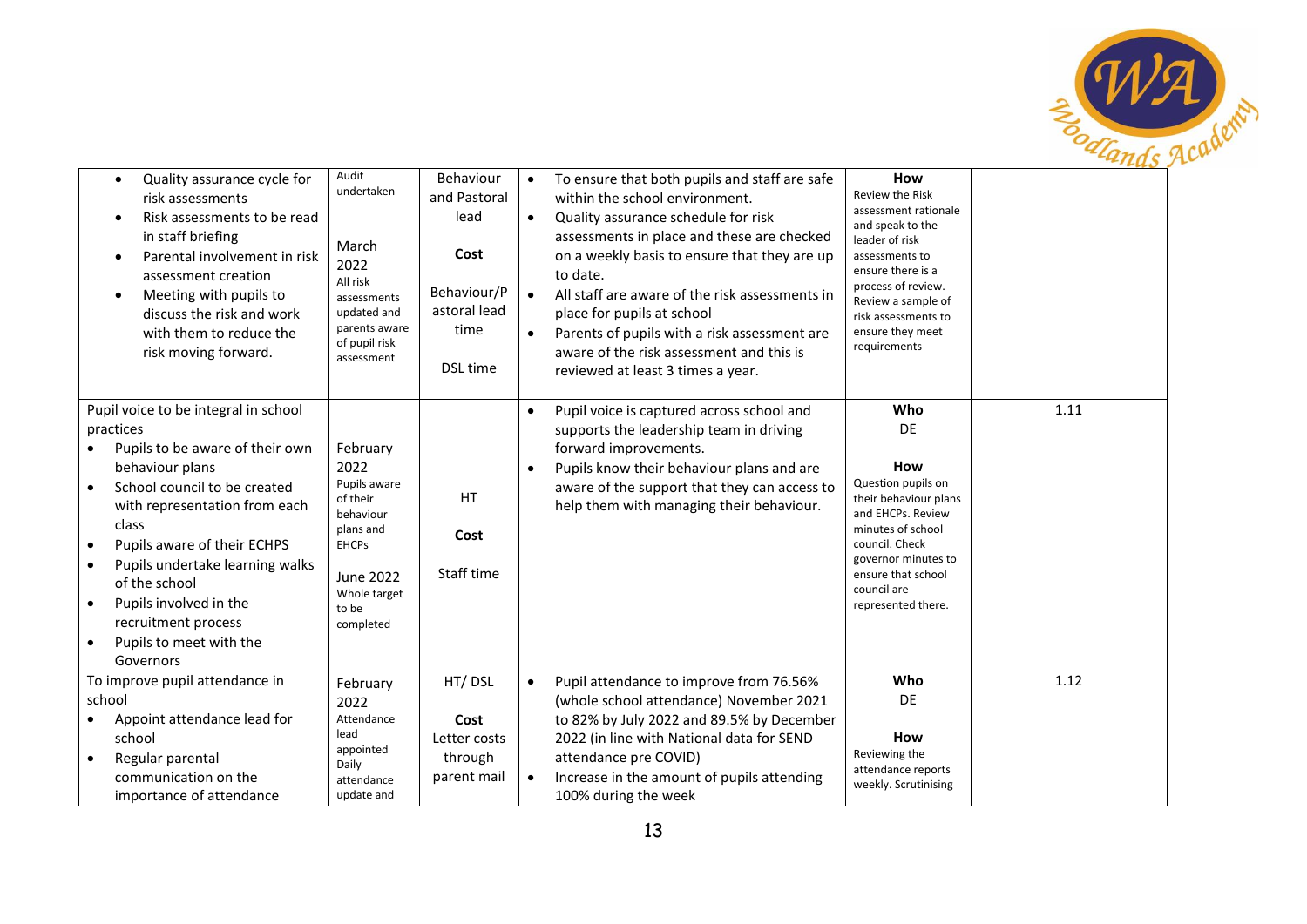| | | | | | |
|---|---|---|---|---|---|
| • Quality assurance cycle for risk assessments<br>• Risk assessments to be read in staff briefing<br>• Parental involvement in risk assessment creation<br>• Meeting with pupils to discuss the risk and work with them to reduce the risk moving forward. | Audit undertaken<br><br>March 2022<br>All risk assessments updated and parents aware of pupil risk assessment | Behaviour and Pastoral lead<br><br>**Cost**<br><br>Behaviour/Pastoral lead time<br><br>DSL time | • To ensure that both pupils and staff are safe within the school environment.<br>• Quality assurance schedule for risk assessments in place and these are checked on a weekly basis to ensure that they are up to date.<br>• All staff are aware of the risk assessments in place for pupils at school<br>• Parents of pupils with a risk assessment are aware of the risk assessment and this is reviewed at least 3 times a year. | **How**<br>Review the Risk assessment rationale and speak to the leader of risk assessments to ensure there is a process of review. Review a sample of risk assessments to ensure they meet requirements | |
| Pupil voice to be integral in school practices<br>• Pupils to be aware of their own behaviour plans<br>• School council to be created with representation from each class<br>• Pupils aware of their ECHPS<br>• Pupils undertake learning walks of the school<br>• Pupils involved in the recruitment process<br>• Pupils to meet with the Governors | February 2022<br>Pupils aware of their behaviour plans and EHCPs<br><br>June 2022<br>Whole target to be completed | HT<br><br>**Cost**<br><br>Staff time | • Pupil voice is captured across school and supports the leadership team in driving forward improvements.<br>• Pupils know their behaviour plans and are aware of the support that they can access to help them with managing their behaviour. | **Who**<br>DE<br><br>**How**<br>Question pupils on their behaviour plans and EHCPs. Review minutes of school council. Check governor minutes to ensure that school council are represented there. | 1.11 |
| To improve pupil attendance in school<br>• Appoint attendance lead for school<br>• Regular parental communication on the importance of attendance | February 2022<br>Attendance lead appointed<br>Daily attendance update and | HT/ DSL<br><br>**Cost**<br>Letter costs through parent mail | • Pupil attendance to improve from 76.56% (whole school attendance) November 2021 to 82% by July 2022 and 89.5% by December 2022 (in line with National data for SEND attendance pre COVID)<br>• Increase in the amount of pupils attending 100% during the week | **Who**<br>DE<br><br>**How**<br>Reviewing the attendance reports weekly. Scrutinising | 1.12 |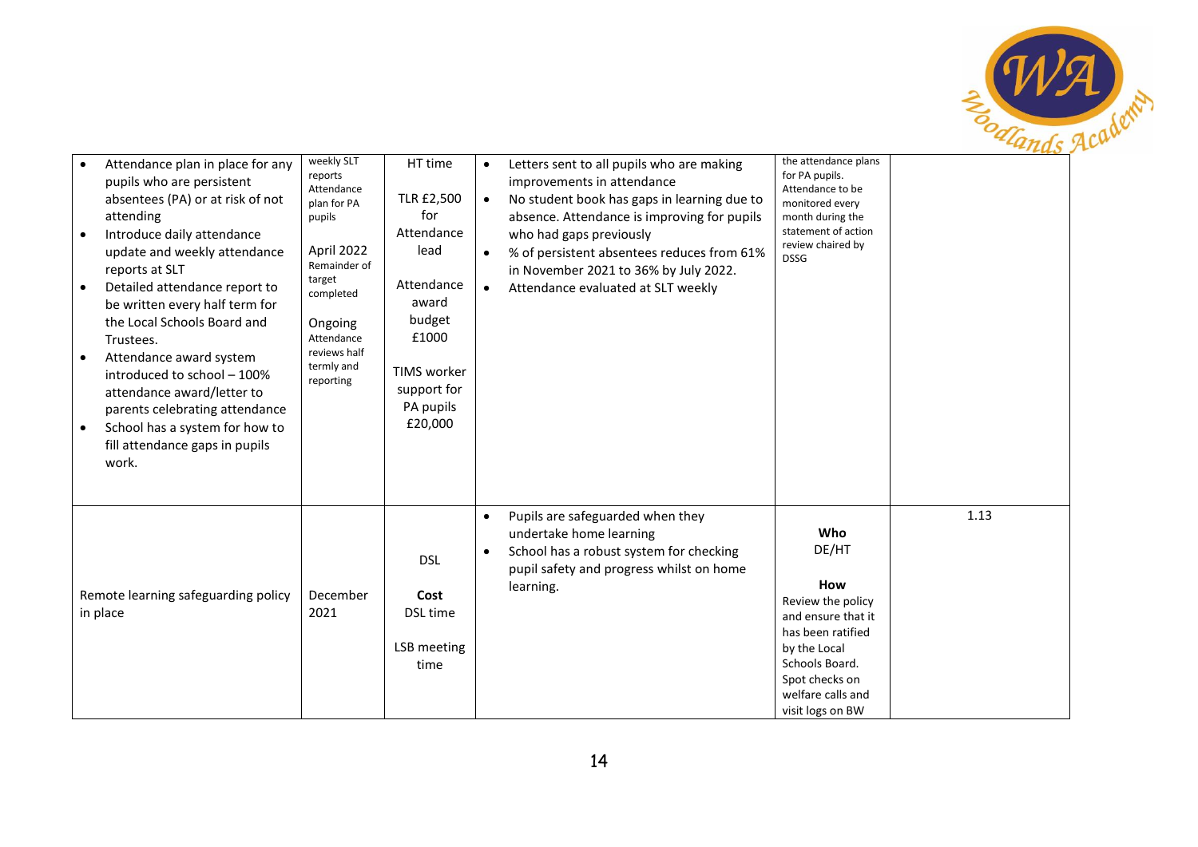| | | | | | |
|---|---|---|---|---|---|
| • Attendance plan in place for any pupils who are persistent absentees (PA) or at risk of not attending<br>• Introduce daily attendance update and weekly attendance reports at SLT<br>• Detailed attendance report to be written every half term for the Local Schools Board and Trustees.<br>• Attendance award system introduced to school – 100% attendance award/letter to parents celebrating attendance<br>• School has a system for how to fill attendance gaps in pupils work. | weekly SLT reports Attendance plan for PA pupils<br><br>April 2022 Remainder of target completed<br><br>Ongoing Attendance reviews half termly and reporting | HT time<br><br>TLR £2,500 for Attendance lead<br><br>Attendance award budget £1000<br><br>TIMS worker support for PA pupils £20,000 | • Letters sent to all pupils who are making improvements in attendance<br>• No student book has gaps in learning due to absence. Attendance is improving for pupils who had gaps previously<br>• % of persistent absentees reduces from 61% in November 2021 to 36% by July 2022.<br>• Attendance evaluated at SLT weekly | the attendance plans for PA pupils. Attendance to be monitored every month during the statement of action review chaired by DSSG | |
| Remote learning safeguarding policy in place | December 2021 | DSL<br><br>**Cost**<br>DSL time<br><br>LSB meeting time | • Pupils are safeguarded when they undertake home learning<br>• School has a robust system for checking pupil safety and progress whilst on home learning. | **Who**<br>DE/HT<br><br>**How**<br>Review the policy and ensure that it has been ratified by the Local Schools Board. Spot checks on welfare calls and visit logs on BW | 1.13 |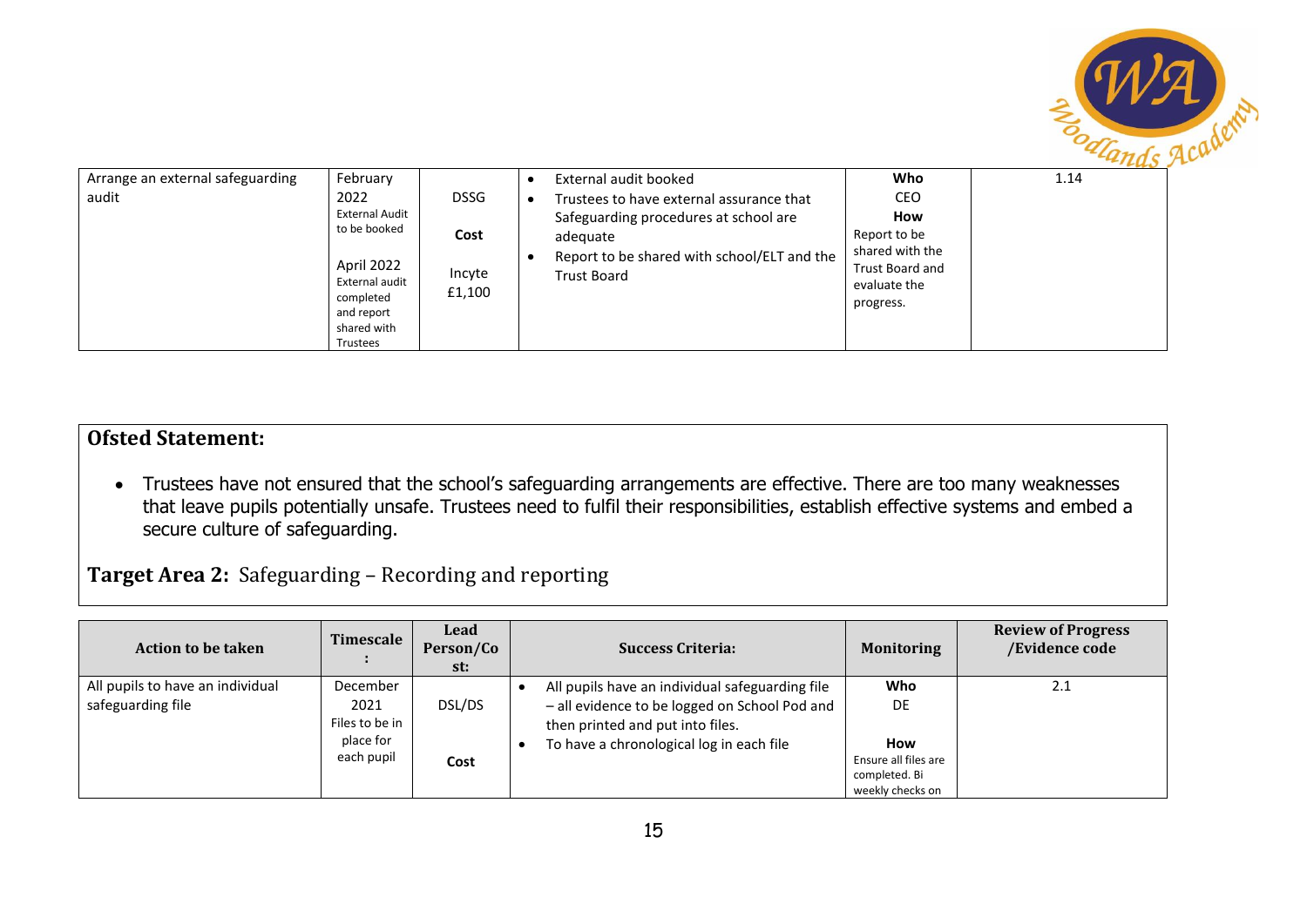| Arrange an external safeguarding audit | February 2022<br>External Audit to be booked<br><br>April 2022<br>External audit completed and report shared with Trustees | DSSG<br><br>**Cost**<br><br>Incyte £1,100 | • External audit booked<br>• Trustees to have external assurance that Safeguarding procedures at school are adequate<br>• Report to be shared with school/ELT and the Trust Board | **Who**<br>CEO<br>**How**<br>Report to be shared with the Trust Board and evaluate the progress. | 1.14 |
|---|---|---|---|---|---|

**Ofsted Statement:**

- Trustees have not ensured that the school's safeguarding arrangements are effective. There are too many weaknesses that leave pupils potentially unsafe. Trustees need to fulfil their responsibilities, establish effective systems and embed a secure culture of safeguarding.

**Target Area 2:** Safeguarding – Recording and reporting

| Action to be taken | Timescale: | Lead Person/Cost: | Success Criteria: | Monitoring | Review of Progress /Evidence code |
|---|---|---|---|---|---|
| All pupils to have an individual safeguarding file | December 2021<br>Files to be in place for each pupil | DSL/DS<br><br>**Cost** | • All pupils have an individual safeguarding file – all evidence to be logged on School Pod and then printed and put into files.<br>• To have a chronological log in each file | **Who**<br>DE<br><br>**How**<br>Ensure all files are completed. Bi weekly checks on | 2.1 |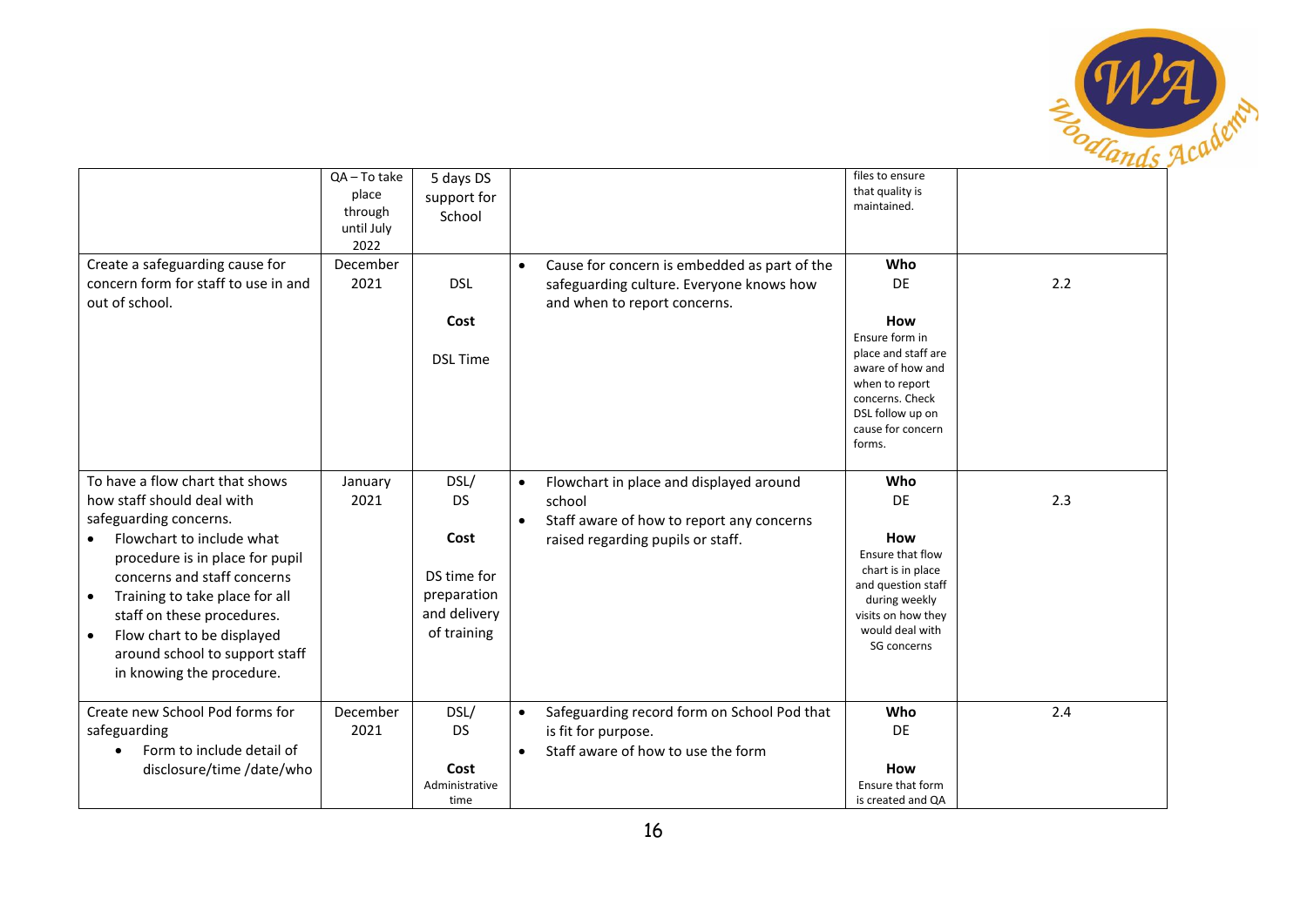| | | | | | |
|---|---|---|---|---|---|
| | QA – To take place through until July 2022 | 5 days DS support for School | | files to ensure that quality is maintained. | |
| Create a safeguarding cause for concern form for staff to use in and out of school. | December 2021 | DSL<br><br>**Cost**<br><br>DSL Time | • Cause for concern is embedded as part of the safeguarding culture. Everyone knows how and when to report concerns. | **Who**<br>DE<br><br>**How**<br>Ensure form in place and staff are aware of how and when to report concerns. Check DSL follow up on cause for concern forms. | 2.2 |
| To have a flow chart that shows how staff should deal with safeguarding concerns.<br>• Flowchart to include what procedure is in place for pupil concerns and staff concerns<br>• Training to take place for all staff on these procedures.<br>• Flow chart to be displayed around school to support staff in knowing the procedure. | January 2021 | DSL/<br>DS<br><br>**Cost**<br><br>DS time for preparation and delivery of training | • Flowchart in place and displayed around school<br>• Staff aware of how to report any concerns raised regarding pupils or staff. | **Who**<br>DE<br><br>**How**<br>Ensure that flow chart is in place and question staff during weekly visits on how they would deal with SG concerns | 2.3 |
| Create new School Pod forms for safeguarding<br>• Form to include detail of disclosure/time /date/who | December 2021 | DSL/<br>DS<br><br>**Cost**<br>Administrative time | • Safeguarding record form on School Pod that is fit for purpose.<br>• Staff aware of how to use the form | **Who**<br>DE<br><br>**How**<br>Ensure that form is created and QA | 2.4 |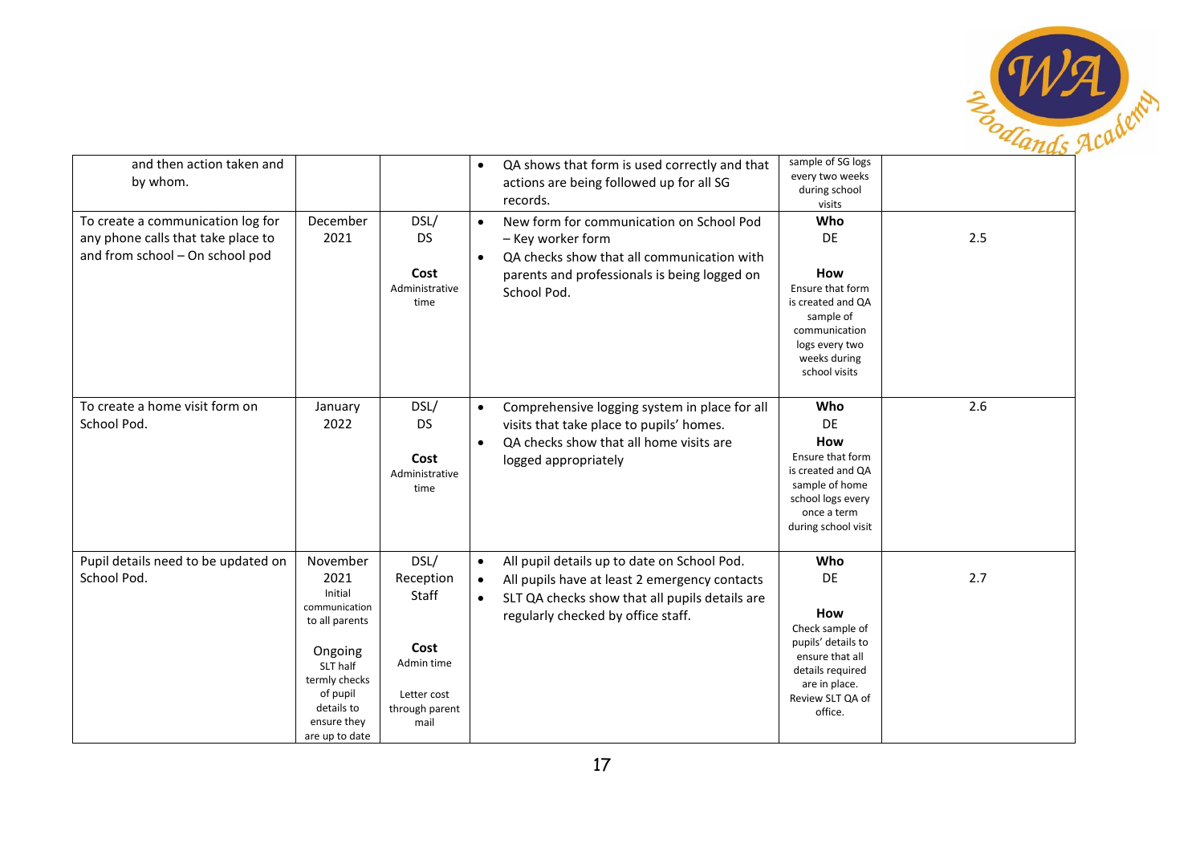| | | | | | |
|---|---|---|---|---|---|
| and then action taken and by whom. | | | • QA shows that form is used correctly and that actions are being followed up for all SG records. | sample of SG logs every two weeks during school visits | |
| To create a communication log for any phone calls that take place to and from school – On school pod | December 2021 | DSL/ DS<br><br>**Cost**<br>Administrative time | • New form for communication on School Pod – Key worker form<br>• QA checks show that all communication with parents and professionals is being logged on School Pod. | **Who**<br>DE<br><br>**How**<br>Ensure that form is created and QA sample of communication logs every two weeks during school visits | 2.5 |
| To create a home visit form on School Pod. | January 2022 | DSL/ DS<br><br>**Cost**<br>Administrative time | • Comprehensive logging system in place for all visits that take place to pupils' homes.<br>• QA checks show that all home visits are logged appropriately | **Who**<br>DE<br>**How**<br>Ensure that form is created and QA sample of home school logs every once a term during school visit | 2.6 |
| Pupil details need to be updated on School Pod. | November 2021<br>Initial communication to all parents<br><br>Ongoing<br>SLT half termly checks of pupil details to ensure they are up to date | DSL/ Reception Staff<br><br>**Cost**<br>Admin time<br><br>Letter cost through parent mail | • All pupil details up to date on School Pod.<br>• All pupils have at least 2 emergency contacts<br>• SLT QA checks show that all pupils details are regularly checked by office staff. | **Who**<br>DE<br><br>**How**<br>Check sample of pupils' details to ensure that all details required are in place. Review SLT QA of office. | 2.7 |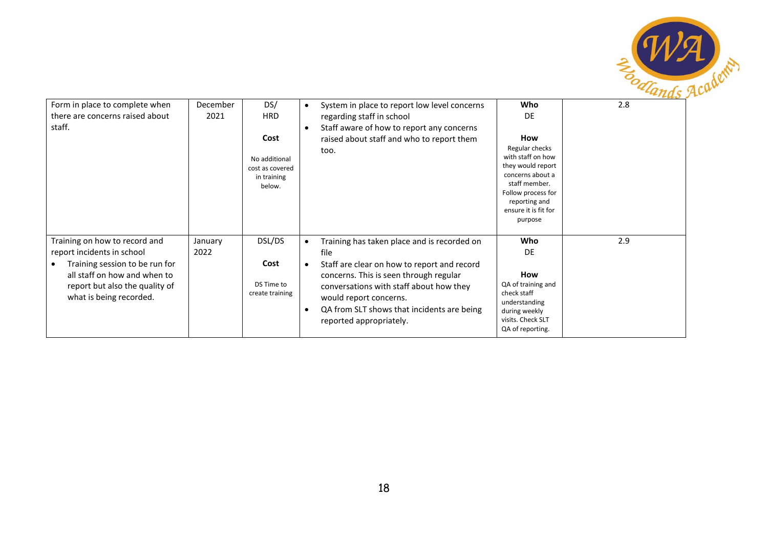| | | | | | |
|---|---|---|---|---|---|
| Form in place to complete when there are concerns raised about staff. | December 2021 | DS/ HRD<br><br>**Cost**<br><br>No additional cost as covered in training below. | • System in place to report low level concerns regarding staff in school<br>• Staff aware of how to report any concerns raised about staff and who to report them too. | **Who**<br>DE<br><br>**How**<br>Regular checks with staff on how they would report concerns about a staff member. Follow process for reporting and ensure it is fit for purpose | 2.8 |
| Training on how to record and report incidents in school<br>• Training session to be run for all staff on how and when to report but also the quality of what is being recorded. | January 2022 | DSL/DS<br><br>**Cost**<br><br>DS Time to create training | • Training has taken place and is recorded on file<br>• Staff are clear on how to report and record concerns. This is seen through regular conversations with staff about how they would report concerns.<br>• QA from SLT shows that incidents are being reported appropriately. | **Who**<br>DE<br><br>**How**<br>QA of training and check staff understanding during weekly visits. Check SLT QA of reporting. | 2.9 |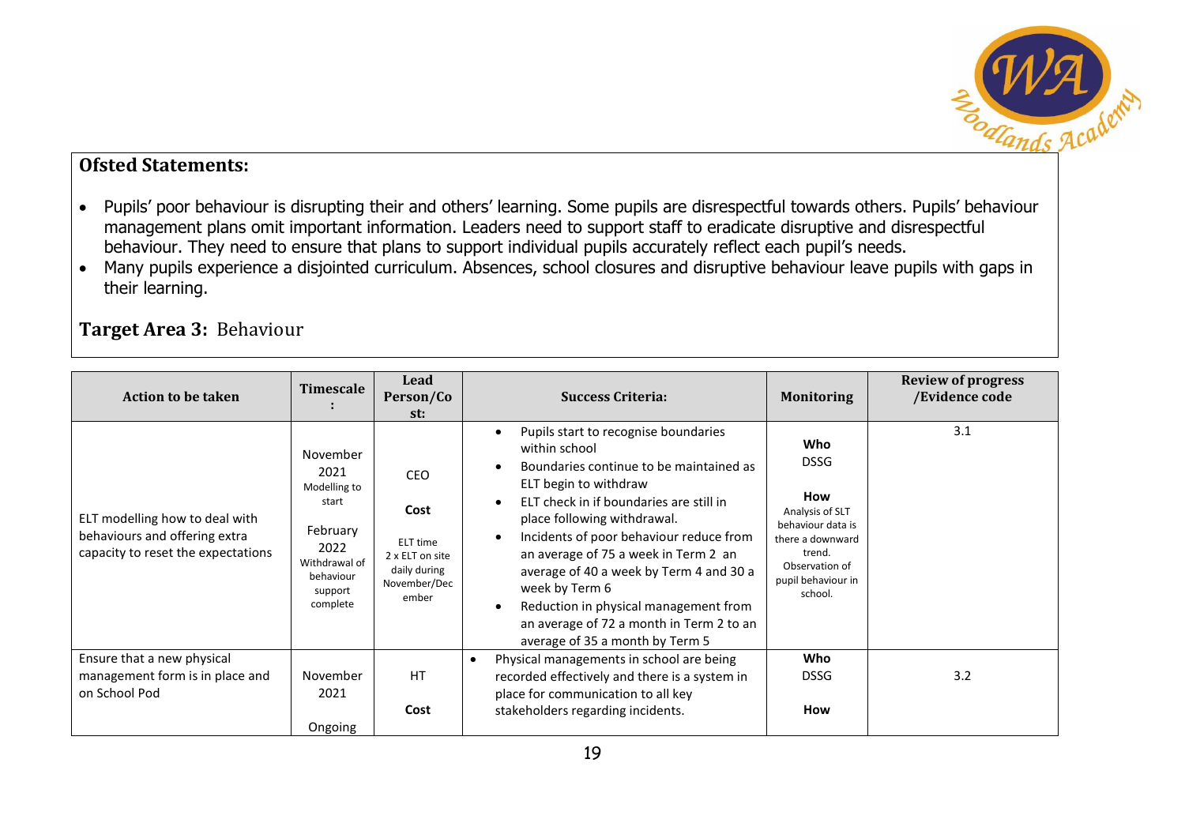## Ofsted Statements:

- Pupils' poor behaviour is disrupting their and others' learning. Some pupils are disrespectful towards others. Pupils' behaviour management plans omit important information. Leaders need to support staff to eradicate disruptive and disrespectful behaviour. They need to ensure that plans to support individual pupils accurately reflect each pupil's needs.
- Many pupils experience a disjointed curriculum. Absences, school closures and disruptive behaviour leave pupils with gaps in their learning.

## Target Area 3: Behaviour

| Action to be taken | Timescale: | Lead Person/Cost: | Success Criteria: | Monitoring | Review of progress /Evidence code |
|---|---|---|---|---|---|
| ELT modelling how to deal with behaviours and offering extra capacity to reset the expectations | November 2021 Modelling to start<br><br>February 2022 Withdrawal of behaviour support complete | CEO<br><br>**Cost**<br>ELT time 2 x ELT on site daily during November/December | • Pupils start to recognise boundaries within school<br>• Boundaries continue to be maintained as ELT begin to withdraw<br>• ELT check in if boundaries are still in place following withdrawal.<br>• Incidents of poor behaviour reduce from an average of 75 a week in Term 2 an average of 40 a week by Term 4 and 30 a week by Term 6<br>• Reduction in physical management from an average of 72 a month in Term 2 to an average of 35 a month by Term 5 | **Who**<br>DSSG<br><br>**How**<br>Analysis of SLT behaviour data is there a downward trend.<br>Observation of pupil behaviour in school. | 3.1 |
| Ensure that a new physical management form is in place and on School Pod | November 2021<br><br>Ongoing | HT<br><br>**Cost** | • Physical managements in school are being recorded effectively and there is a system in place for communication to all key stakeholders regarding incidents. | **Who**<br>DSSG<br><br>**How** | 3.2 |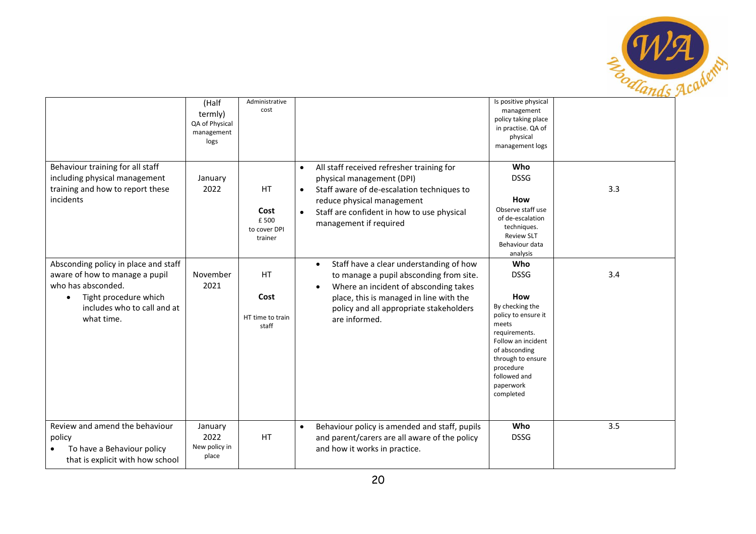| | | | | | |
|---|---|---|---|---|---|
| | (Half termly) QA of Physical management logs | Administrative cost | | Is positive physical management policy taking place in practise. QA of physical management logs | |
| Behaviour training for all staff including physical management training and how to report these incidents | January 2022 | HT<br><br>**Cost**<br>£ 500 to cover DPI trainer | • All staff received refresher training for physical management (DPI)<br>• Staff aware of de-escalation techniques to reduce physical management<br>• Staff are confident in how to use physical management if required | **Who**<br>DSSG<br><br>**How**<br>Observe staff use of de-escalation techniques. Review SLT Behaviour data analysis | 3.3 |
| Absconding policy in place and staff aware of how to manage a pupil who has absconded.<br>• Tight procedure which includes who to call and at what time. | November 2021 | HT<br><br>**Cost**<br>HT time to train staff | • Staff have a clear understanding of how to manage a pupil absconding from site.<br>• Where an incident of absconding takes place, this is managed in line with the policy and all appropriate stakeholders are informed. | **Who**<br>DSSG<br><br>**How**<br>By checking the policy to ensure it meets requirements. Follow an incident of absconding through to ensure procedure followed and paperwork completed | 3.4 |
| Review and amend the behaviour policy<br>• To have a Behaviour policy that is explicit with how school | January 2022<br>New policy in place | HT | • Behaviour policy is amended and staff, pupils and parent/carers are all aware of the policy and how it works in practice. | **Who**<br>DSSG | 3.5 |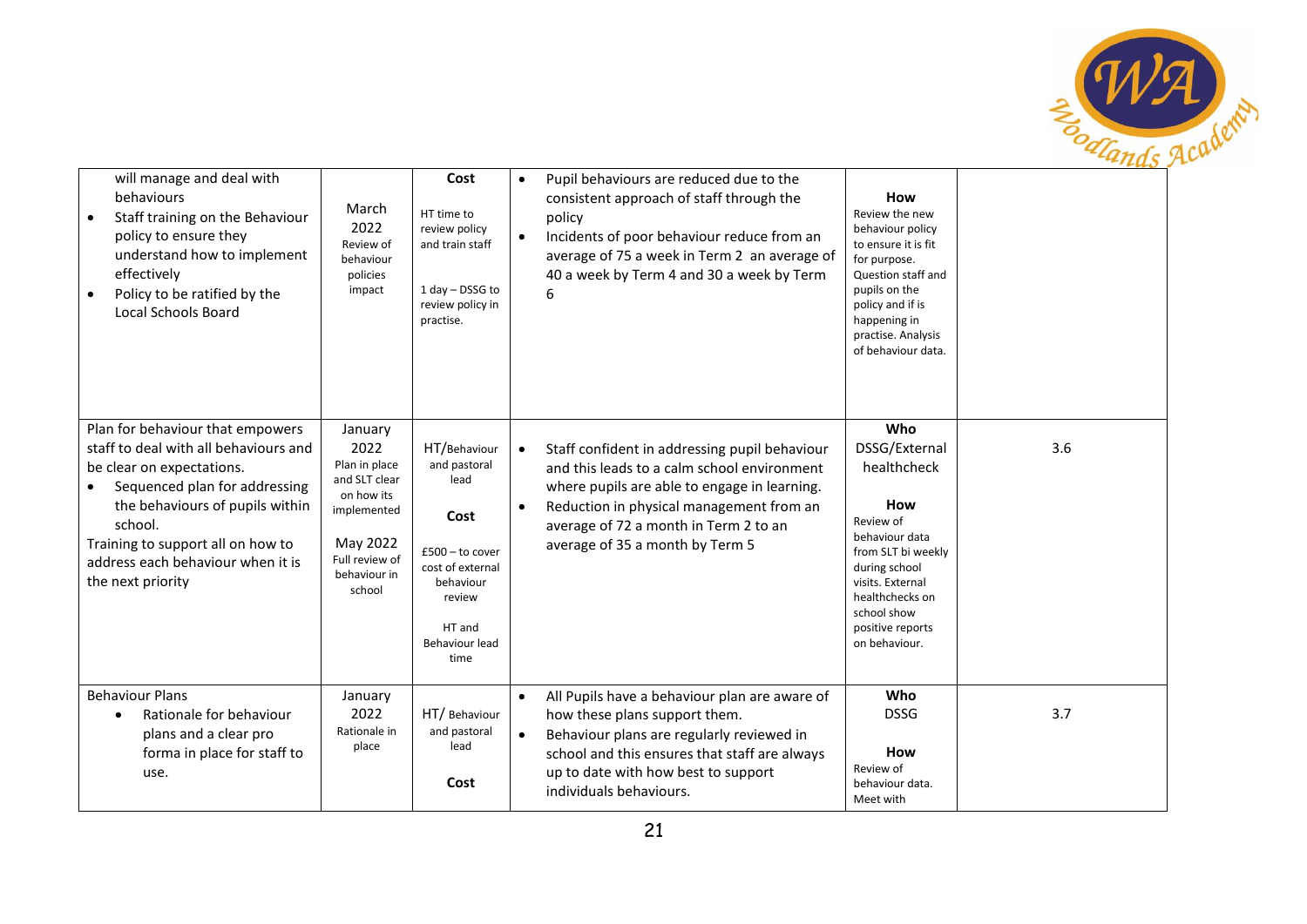| | | | | | |
|---|---|---|---|---|---|
| will manage and deal with behaviours<br>• Staff training on the Behaviour policy to ensure they understand how to implement effectively<br>• Policy to be ratified by the Local Schools Board | March 2022<br>Review of behaviour policies impact | **Cost**<br>HT time to review policy and train staff<br><br>1 day – DSSG to review policy in practise. | • Pupil behaviours are reduced due to the consistent approach of staff through the policy<br>• Incidents of poor behaviour reduce from an average of 75 a week in Term 2 an average of 40 a week by Term 4 and 30 a week by Term 6 | **How**<br>Review the new behaviour policy to ensure it is fit for purpose. Question staff and pupils on the policy and if is happening in practise. Analysis of behaviour data. | |
| Plan for behaviour that empowers staff to deal with all behaviours and be clear on expectations.<br>• Sequenced plan for addressing the behaviours of pupils within school.<br>Training to support all on how to address each behaviour when it is the next priority | January 2022<br>Plan in place and SLT clear on how its implemented<br><br>May 2022<br>Full review of behaviour in school | HT/Behaviour and pastoral lead<br><br>**Cost**<br>£500 – to cover cost of external behaviour review<br><br>HT and Behaviour lead time | • Staff confident in addressing pupil behaviour and this leads to a calm school environment where pupils are able to engage in learning.<br>• Reduction in physical management from an average of 72 a month in Term 2 to an average of 35 a month by Term 5 | **Who**<br>DSSG/External healthcheck<br><br>**How**<br>Review of behaviour data from SLT bi weekly during school visits. External healthchecks on school show positive reports on behaviour. | 3.6 |
| Behaviour Plans<br>• Rationale for behaviour plans and a clear pro forma in place for staff to use. | January 2022<br>Rationale in place | HT/ Behaviour and pastoral lead<br><br>**Cost** | • All Pupils have a behaviour plan are aware of how these plans support them.<br>• Behaviour plans are regularly reviewed in school and this ensures that staff are always up to date with how best to support individuals behaviours. | **Who**<br>DSSG<br><br>**How**<br>Review of behaviour data. Meet with | 3.7 |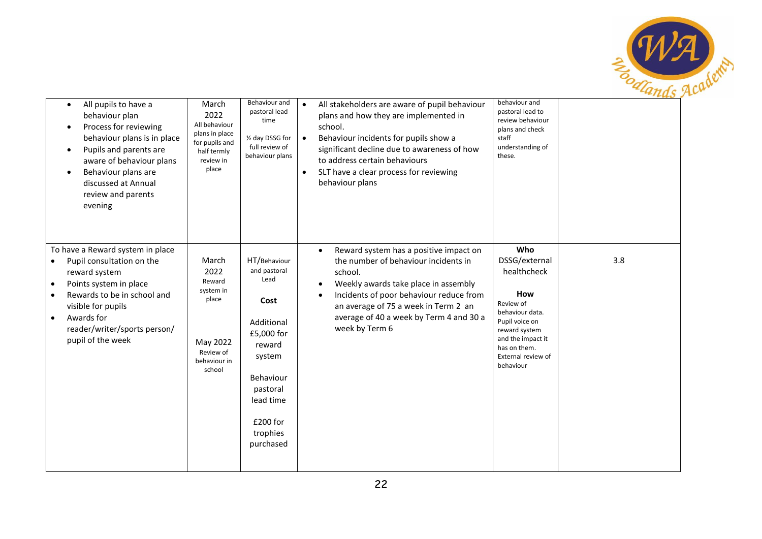| | | | | | |
|---|---|---|---|---|---|
| • All pupils to have a behaviour plan<br>• Process for reviewing behaviour plans is in place<br>• Pupils and parents are aware of behaviour plans<br>• Behaviour plans are discussed at Annual review and parents evening | March 2022<br>All behaviour plans in place for pupils and half termly review in place | Behaviour and pastoral lead time<br><br>½ day DSSG for full review of behaviour plans | • All stakeholders are aware of pupil behaviour plans and how they are implemented in school.<br>• Behaviour incidents for pupils show a significant decline due to awareness of how to address certain behaviours<br>• SLT have a clear process for reviewing behaviour plans | behaviour and pastoral lead to review behaviour plans and check staff understanding of these. | |
| To have a Reward system in place<br>• Pupil consultation on the reward system<br>• Points system in place<br>• Rewards to be in school and visible for pupils<br>• Awards for reader/writer/sports person/ pupil of the week | March 2022<br>Reward system in place<br><br>May 2022<br>Review of behaviour in school | HT/Behaviour and pastoral Lead<br><br>**Cost**<br><br>Additional £5,000 for reward system<br><br>Behaviour pastoral lead time<br><br>£200 for trophies purchased | • Reward system has a positive impact on the number of behaviour incidents in school.<br>• Weekly awards take place in assembly<br>• Incidents of poor behaviour reduce from an average of 75 a week in Term 2 an average of 40 a week by Term 4 and 30 a week by Term 6 | **Who**<br>DSSG/external healthcheck<br><br>**How**<br>Review of behaviour data.<br>Pupil voice on reward system and the impact it has on them.<br>External review of behaviour | 3.8 |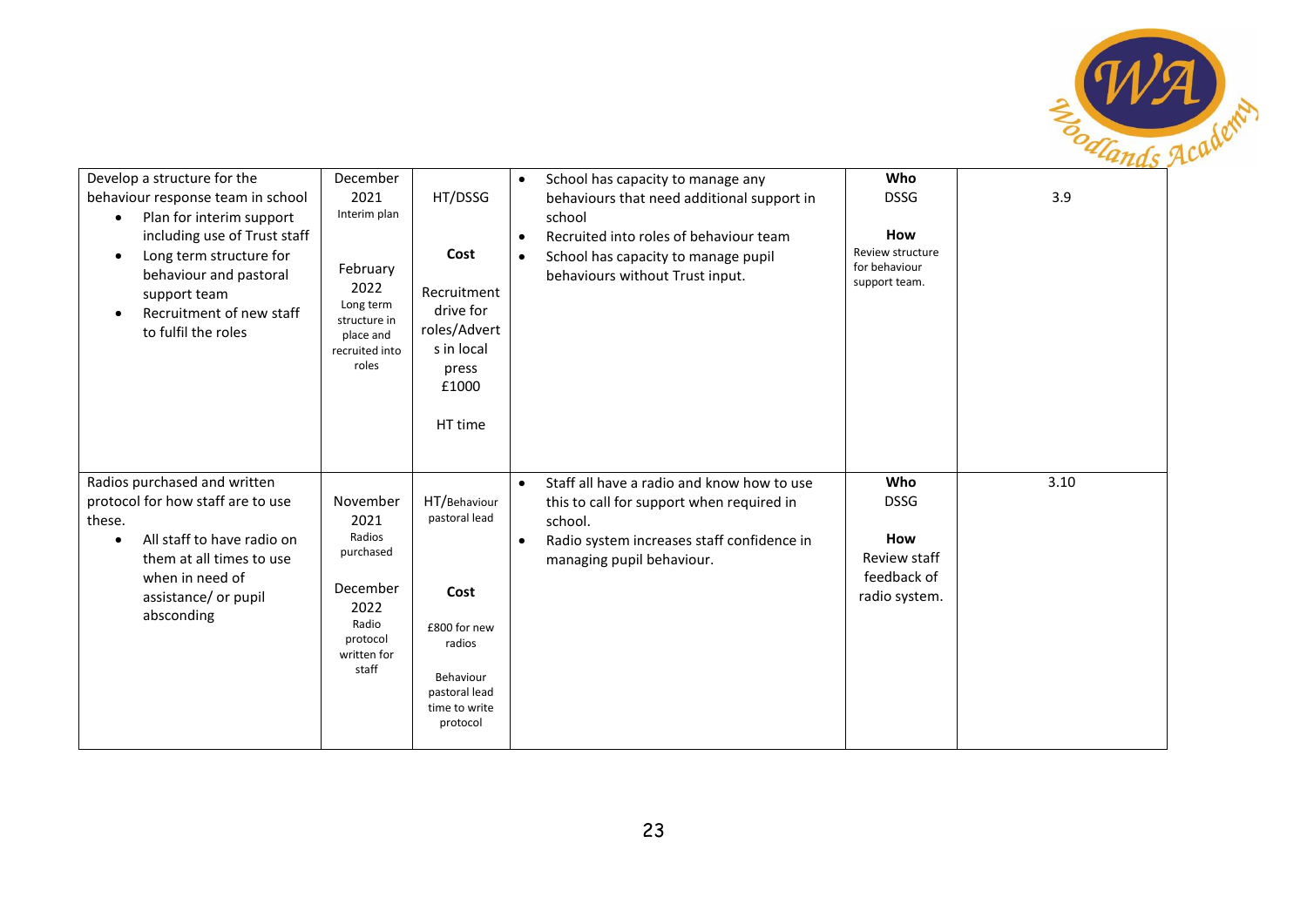| | | | | | |
|---|---|---|---|---|---|
| Develop a structure for the behaviour response team in school<br>• Plan for interim support including use of Trust staff<br>• Long term structure for behaviour and pastoral support team<br>• Recruitment of new staff to fulfil the roles | December 2021<br>Interim plan<br><br>February 2022<br>Long term structure in place and recruited into roles | HT/DSSG<br><br>**Cost**<br><br>Recruitment drive for roles/Adverts in local press<br>£1000<br><br>HT time | • School has capacity to manage any behaviours that need additional support in school<br>• Recruited into roles of behaviour team<br>• School has capacity to manage pupil behaviours without Trust input. | **Who**<br>DSSG<br><br>**How**<br>Review structure for behaviour support team. | 3.9 |
| Radios purchased and written protocol for how staff are to use these.<br>• All staff to have radio on them at all times to use when in need of assistance/ or pupil absconding | November 2021<br>Radios purchased<br><br>December 2022<br>Radio protocol written for staff | HT/Behaviour pastoral lead<br><br>**Cost**<br><br>£800 for new radios<br><br>Behaviour pastoral lead time to write protocol | • Staff all have a radio and know how to use this to call for support when required in school.<br>• Radio system increases staff confidence in managing pupil behaviour. | **Who**<br>DSSG<br><br>**How**<br>Review staff feedback of radio system. | 3.10 |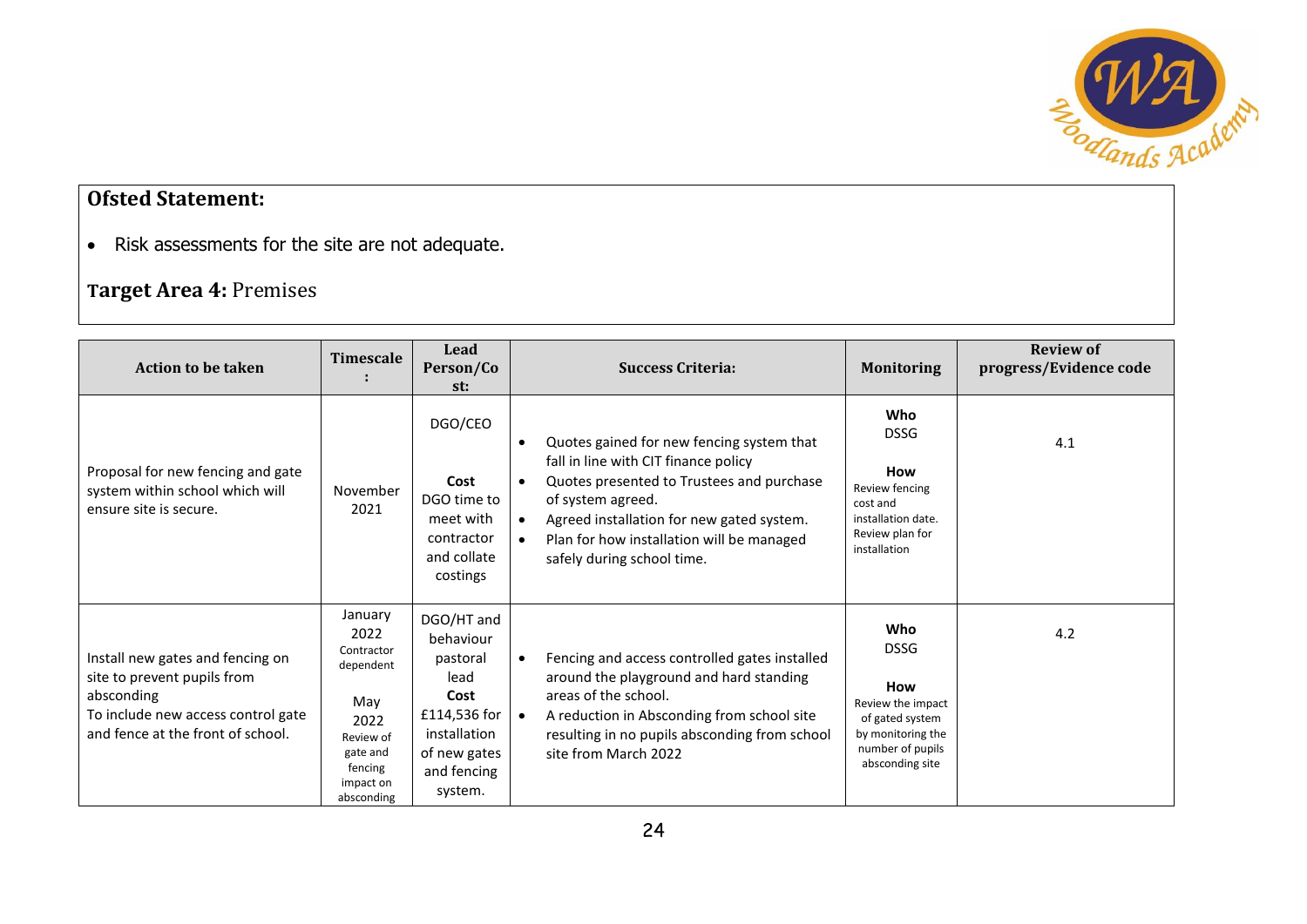**Ofsted Statement:**

- Risk assessments for the site are not adequate.

**Target Area 4:** Premises

| Action to be taken | Timescale: | Lead Person/Cost: | Success Criteria: | Monitoring | Review of progress/Evidence code |
|---|---|---|---|---|---|
| Proposal for new fencing and gate system within school which will ensure site is secure. | November 2021 | DGO/CEO<br><br>**Cost**<br>DGO time to meet with contractor and collate costings | • Quotes gained for new fencing system that fall in line with CIT finance policy<br>• Quotes presented to Trustees and purchase of system agreed.<br>• Agreed installation for new gated system.<br>• Plan for how installation will be managed safely during school time. | **Who**<br>DSSG<br><br>**How**<br>Review fencing cost and installation date.<br>Review plan for installation | 4.1 |
| Install new gates and fencing on site to prevent pupils from absconding<br>To include new access control gate and fence at the front of school. | January 2022<br>Contractor dependent<br><br>May 2022<br>Review of gate and fencing impact on absconding | DGO/HT and behaviour pastoral lead<br>**Cost**<br>£114,536 for installation of new gates and fencing system. | • Fencing and access controlled gates installed around the playground and hard standing areas of the school.<br>• A reduction in Absconding from school site resulting in no pupils absconding from school site from March 2022 | **Who**<br>DSSG<br><br>**How**<br>Review the impact of gated system by monitoring the number of pupils absconding site | 4.2 |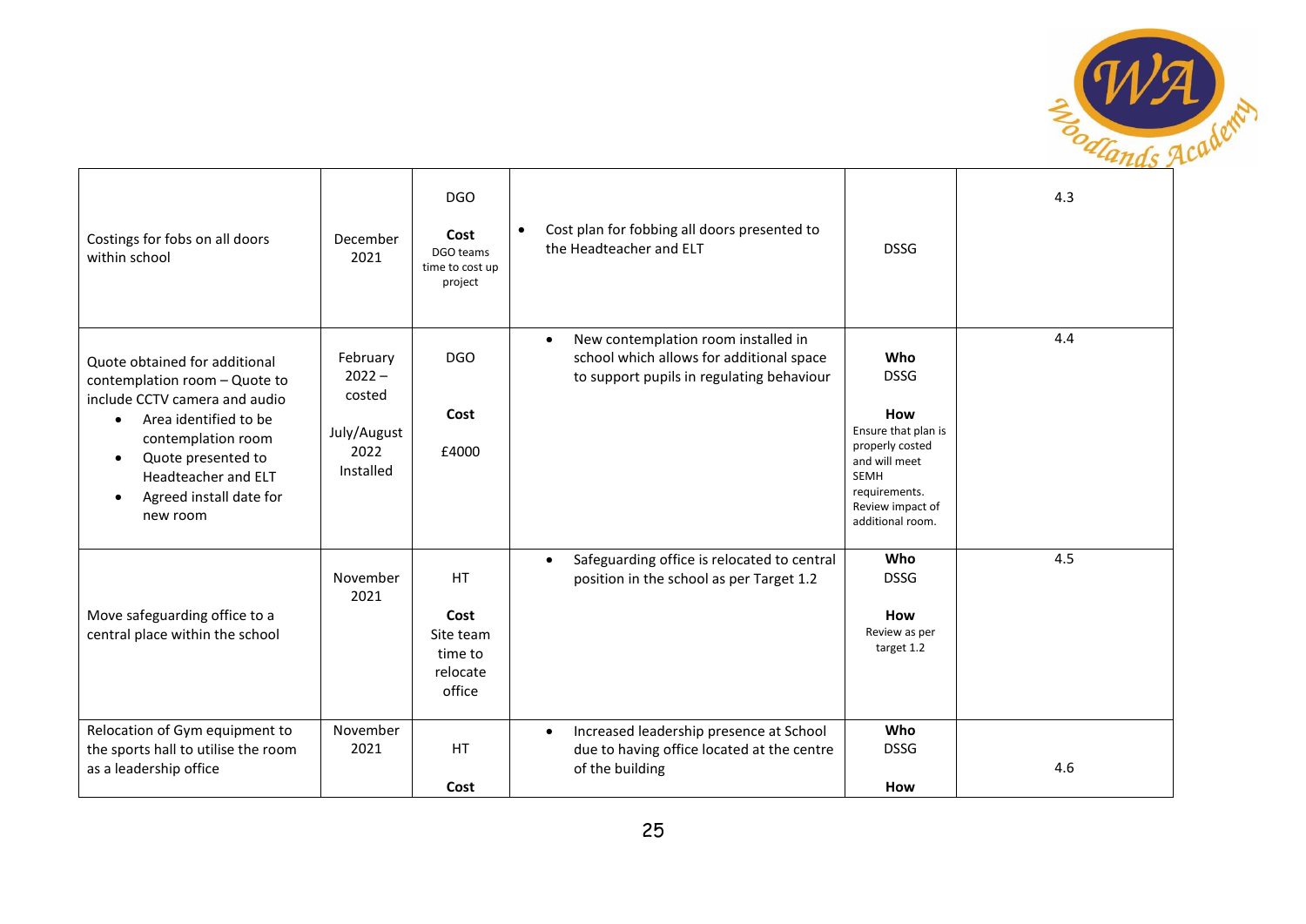| | | | | | |
|---|---|---|---|---|---|
| Costings for fobs on all doors within school | December 2021 | DGO<br><br>**Cost**<br>DGO teams time to cost up project | • Cost plan for fobbing all doors presented to the Headteacher and ELT | DSSG | 4.3 |
| Quote obtained for additional contemplation room – Quote to include CCTV camera and audio<br>• Area identified to be contemplation room<br>• Quote presented to Headteacher and ELT<br>• Agreed install date for new room | February 2022 – costed<br><br>July/August 2022 Installed | DGO<br><br>**Cost**<br><br>£4000 | • New contemplation room installed in school which allows for additional space to support pupils in regulating behaviour | **Who**<br>DSSG<br><br>**How**<br>Ensure that plan is properly costed and will meet SEMH requirements. Review impact of additional room. | 4.4 |
| Move safeguarding office to a central place within the school | November 2021 | HT<br><br>**Cost**<br>Site team time to relocate office | • Safeguarding office is relocated to central position in the school as per Target 1.2 | **Who**<br>DSSG<br><br>**How**<br>Review as per target 1.2 | 4.5 |
| Relocation of Gym equipment to the sports hall to utilise the room as a leadership office | November 2021 | HT<br><br>**Cost** | • Increased leadership presence at School due to having office located at the centre of the building | **Who**<br>DSSG<br><br>**How** | 4.6 |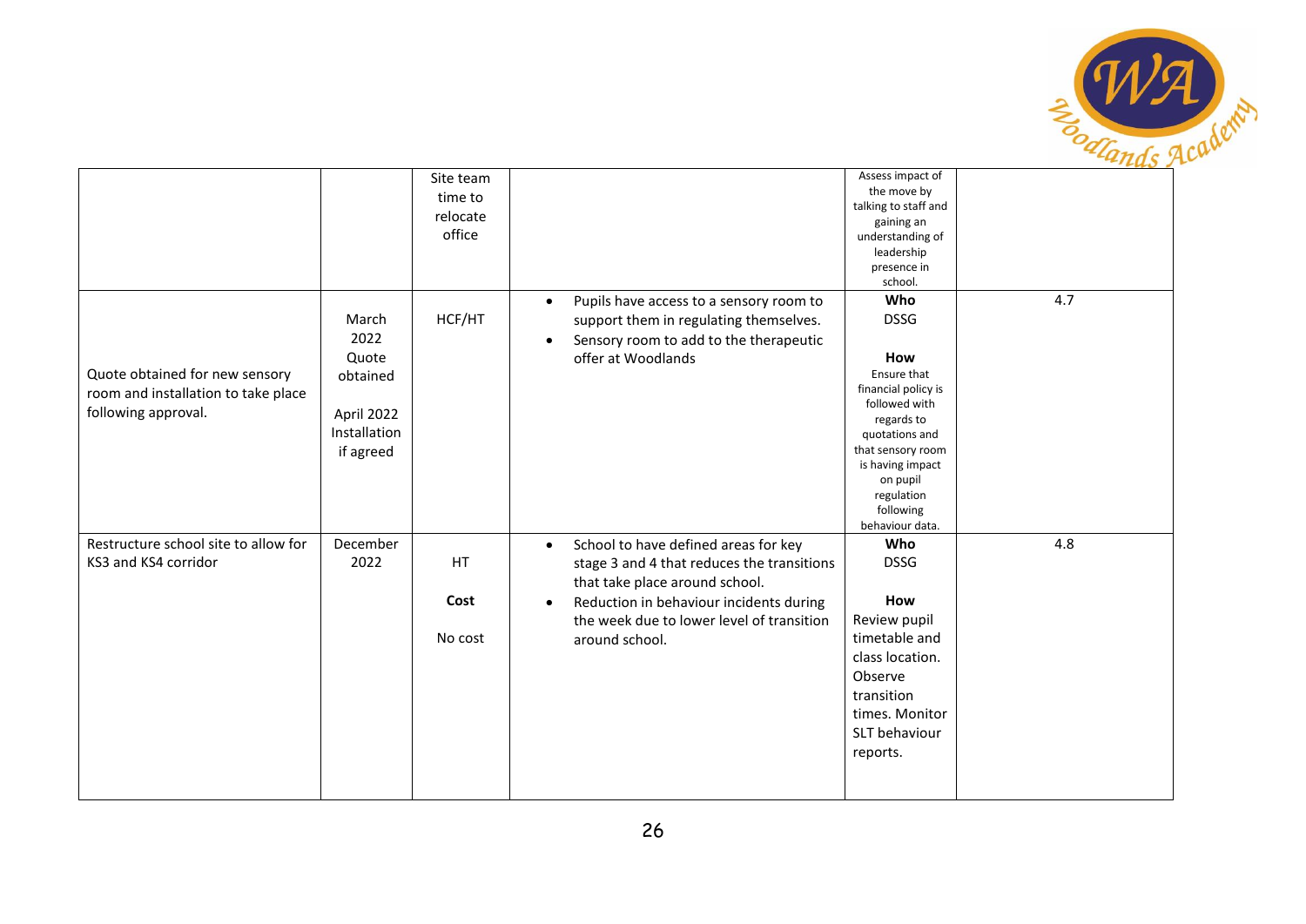| | | | | | |
|---|---|---|---|---|---|
| | | Site team time to relocate office | | Assess impact of the move by talking to staff and gaining an understanding of leadership presence in school. | |
| Quote obtained for new sensory room and installation to take place following approval. | March 2022 Quote obtained<br><br>April 2022 Installation if agreed | HCF/HT | • Pupils have access to a sensory room to support them in regulating themselves.<br>• Sensory room to add to the therapeutic offer at Woodlands | **Who**<br>DSSG<br><br>**How**<br>Ensure that financial policy is followed with regards to quotations and that sensory room is having impact on pupil regulation following behaviour data. | 4.7 |
| Restructure school site to allow for KS3 and KS4 corridor | December 2022 | HT<br><br>**Cost**<br><br>No cost | • School to have defined areas for key stage 3 and 4 that reduces the transitions that take place around school.<br>• Reduction in behaviour incidents during the week due to lower level of transition around school. | **Who**<br>DSSG<br><br>**How**<br>Review pupil timetable and class location. Observe transition times. Monitor SLT behaviour reports. | 4.8 |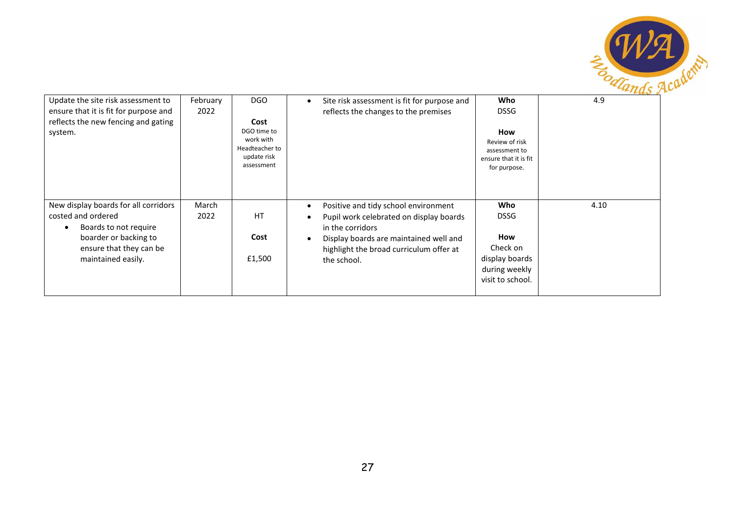| | | | | | |
|---|---|---|---|---|---|
| Update the site risk assessment to ensure that it is fit for purpose and reflects the new fencing and gating system. | February 2022 | DGO<br><br>**Cost**<br>DGO time to work with Headteacher to update risk assessment | • Site risk assessment is fit for purpose and reflects the changes to the premises | **Who**<br>DSSG<br><br>**How**<br>Review of risk assessment to ensure that it is fit for purpose. | 4.9 |
| New display boards for all corridors costed and ordered<br>• Boards to not require boarder or backing to ensure that they can be maintained easily. | March 2022 | HT<br><br>**Cost**<br><br>£1,500 | • Positive and tidy school environment<br>• Pupil work celebrated on display boards in the corridors<br>• Display boards are maintained well and highlight the broad curriculum offer at the school. | **Who**<br>DSSG<br><br>**How**<br>Check on display boards during weekly visit to school. | 4.10 |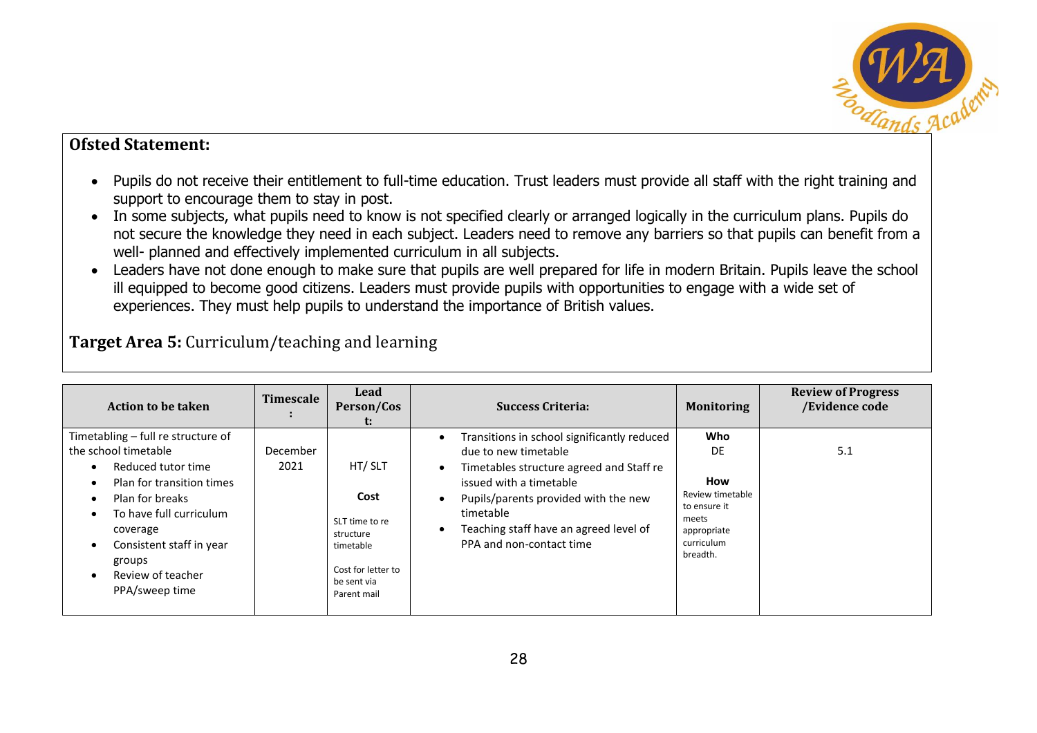**Ofsted Statement:**

- Pupils do not receive their entitlement to full-time education. Trust leaders must provide all staff with the right training and support to encourage them to stay in post.
- In some subjects, what pupils need to know is not specified clearly or arranged logically in the curriculum plans. Pupils do not secure the knowledge they need in each subject. Leaders need to remove any barriers so that pupils can benefit from a well- planned and effectively implemented curriculum in all subjects.
- Leaders have not done enough to make sure that pupils are well prepared for life in modern Britain. Pupils leave the school ill equipped to become good citizens. Leaders must provide pupils with opportunities to engage with a wide set of experiences. They must help pupils to understand the importance of British values.

**Target Area 5:** Curriculum/teaching and learning

| Action to be taken | Timescale: | Lead Person/Cost: | Success Criteria: | Monitoring | Review of Progress /Evidence code |
|---|---|---|---|---|---|
| Timetabling – full re structure of the school timetable<br>• Reduced tutor time<br>• Plan for transition times<br>• Plan for breaks<br>• To have full curriculum coverage<br>• Consistent staff in year groups<br>• Review of teacher PPA/sweep time | December 2021 | HT/ SLT<br><br>**Cost**<br><br>SLT time to re structure timetable<br><br>Cost for letter to be sent via Parent mail | • Transitions in school significantly reduced due to new timetable<br>• Timetables structure agreed and Staff re issued with a timetable<br>• Pupils/parents provided with the new timetable<br>• Teaching staff have an agreed level of PPA and non-contact time | **Who**<br>DE<br><br>**How**<br>Review timetable to ensure it meets appropriate curriculum breadth. | 5.1 |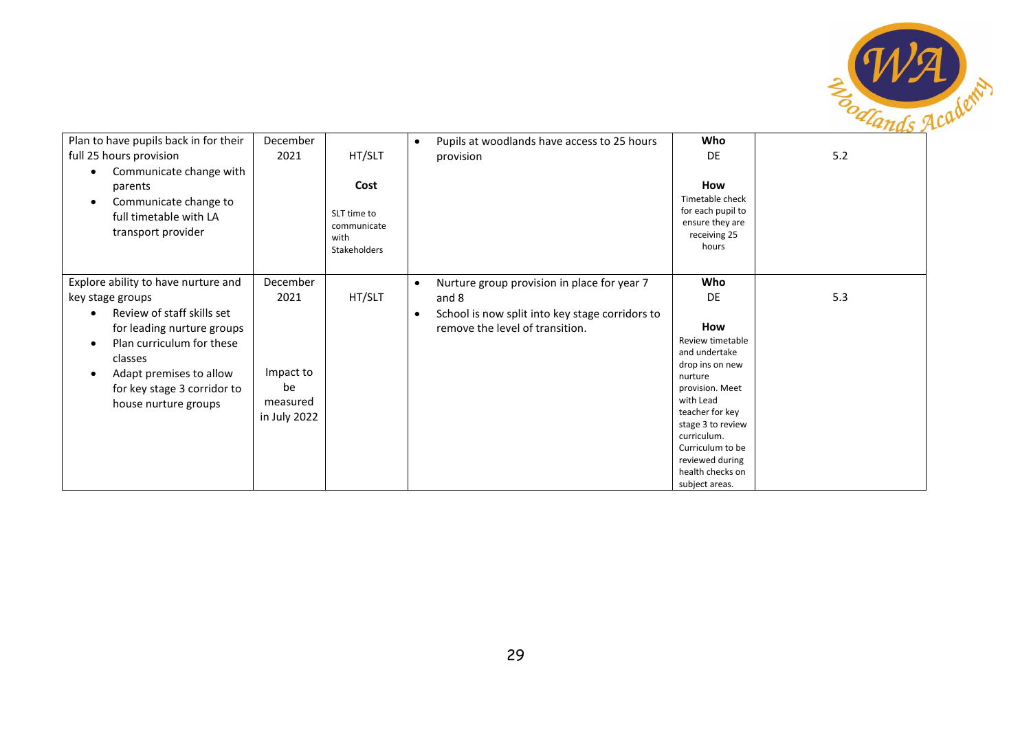| | | | | | |
|---|---|---|---|---|---|
| Plan to have pupils back in for their full 25 hours provision<br>• Communicate change with parents<br>• Communicate change to full timetable with LA transport provider | December 2021 | HT/SLT<br><br>**Cost**<br><br>SLT time to communicate with Stakeholders | • Pupils at woodlands have access to 25 hours provision | **Who**<br>DE<br><br>**How**<br>Timetable check for each pupil to ensure they are receiving 25 hours | 5.2 |
| Explore ability to have nurture and key stage groups<br>• Review of staff skills set for leading nurture groups<br>• Plan curriculum for these classes<br>• Adapt premises to allow for key stage 3 corridor to house nurture groups | December 2021<br><br>Impact to be measured in July 2022 | HT/SLT | • Nurture group provision in place for year 7 and 8<br>• School is now split into key stage corridors to remove the level of transition. | **Who**<br>DE<br><br>**How**<br>Review timetable and undertake drop ins on new nurture provision. Meet with Lead teacher for key stage 3 to review curriculum. Curriculum to be reviewed during health checks on subject areas. | 5.3 |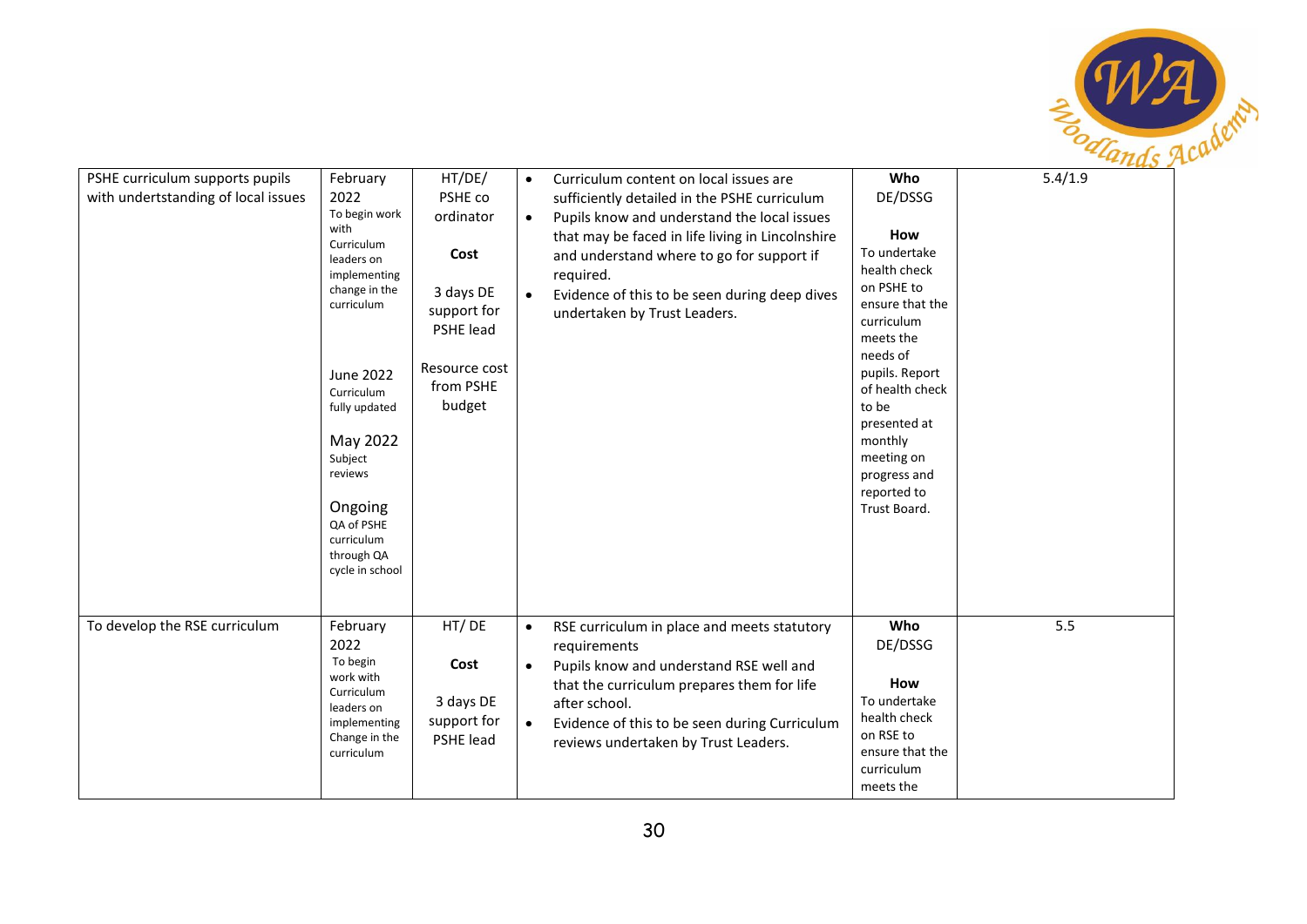| | | | | | |
|---|---|---|---|---|---|
| PSHE curriculum supports pupils with undertstanding of local issues | February 2022<br>To begin work with Curriculum leaders on implementing change in the curriculum<br><br>June 2022<br>Curriculum fully updated<br><br>May 2022<br>Subject reviews<br><br>Ongoing<br>QA of PSHE curriculum through QA cycle in school | HT/DE/ PSHE co ordinator<br><br>**Cost**<br><br>3 days DE support for PSHE lead<br><br>Resource cost from PSHE budget | • Curriculum content on local issues are sufficiently detailed in the PSHE curriculum<br>• Pupils know and understand the local issues that may be faced in life living in Lincolnshire and understand where to go for support if required.<br>• Evidence of this to be seen during deep dives undertaken by Trust Leaders. | **Who**<br>DE/DSSG<br><br>**How**<br>To undertake health check on PSHE to ensure that the curriculum meets the needs of pupils. Report of health check to be presented at monthly meeting on progress and reported to Trust Board. | 5.4/1.9 |
| To develop the RSE curriculum | February 2022<br>To begin work with Curriculum leaders on implementing Change in the curriculum | HT/ DE<br><br>**Cost**<br><br>3 days DE support for PSHE lead | • RSE curriculum in place and meets statutory requirements<br>• Pupils know and understand RSE well and that the curriculum prepares them for life after school.<br>• Evidence of this to be seen during Curriculum reviews undertaken by Trust Leaders. | **Who**<br>DE/DSSG<br><br>**How**<br>To undertake health check on RSE to ensure that the curriculum meets the | 5.5 |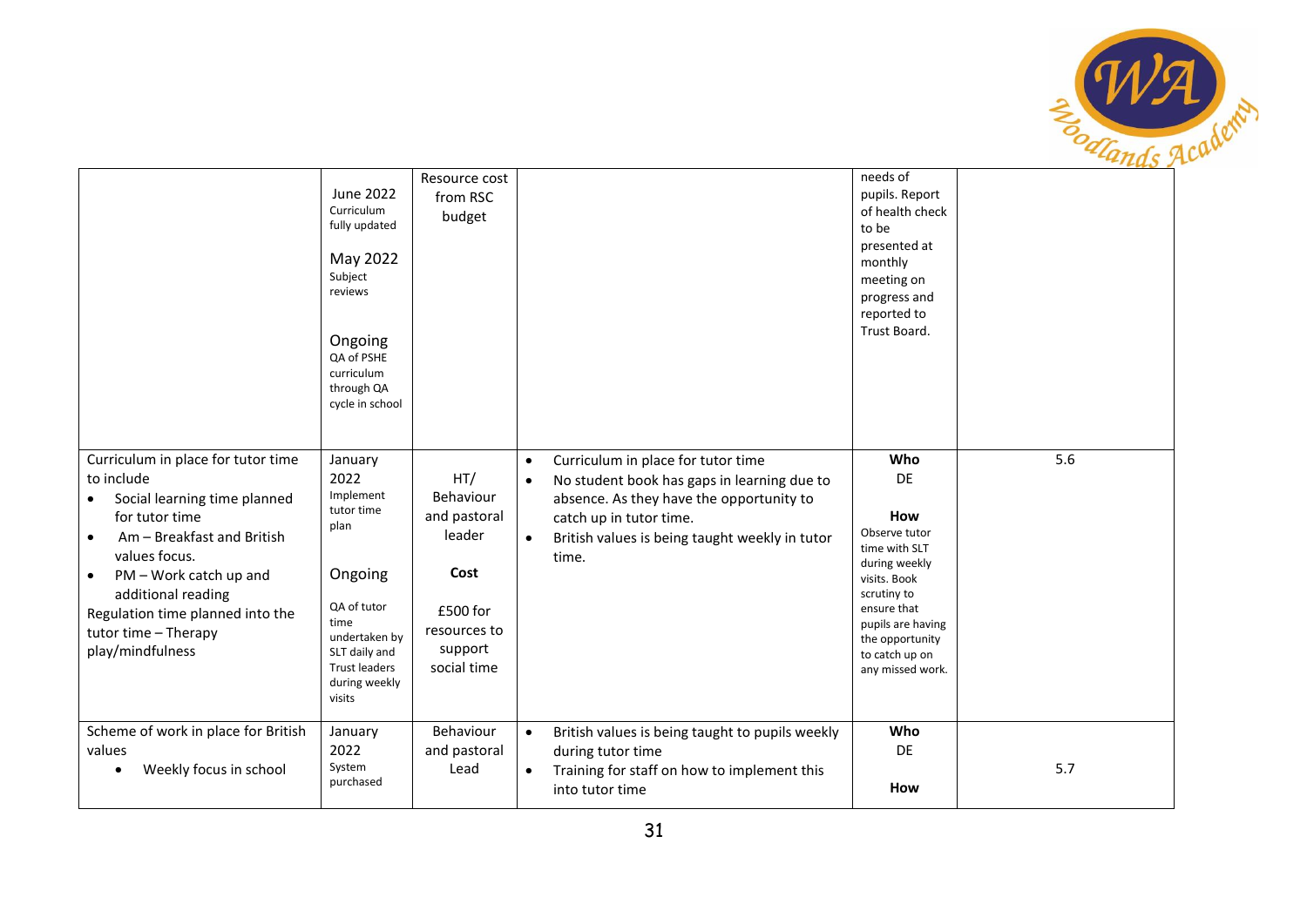| | | | | | |
|---|---|---|---|---|---|
| | June 2022 Curriculum fully updated<br><br>May 2022 Subject reviews<br><br>Ongoing QA of PSHE curriculum through QA cycle in school | Resource cost from RSC budget | | needs of pupils. Report of health check to be presented at monthly meeting on progress and reported to Trust Board. | |
| Curriculum in place for tutor time to include<br>• Social learning time planned for tutor time<br>• Am – Breakfast and British values focus.<br>• PM – Work catch up and additional reading<br>Regulation time planned into the tutor time – Therapy play/mindfulness | January 2022 Implement tutor time plan<br><br>Ongoing<br><br>QA of tutor time undertaken by SLT daily and Trust leaders during weekly visits | HT/ Behaviour and pastoral leader<br><br>**Cost**<br><br>£500 for resources to support social time | • Curriculum in place for tutor time<br>• No student book has gaps in learning due to absence. As they have the opportunity to catch up in tutor time.<br>• British values is being taught weekly in tutor time. | **Who**<br>DE<br><br>**How**<br>Observe tutor time with SLT during weekly visits. Book scrutiny to ensure that pupils are having the opportunity to catch up on any missed work. | 5.6 |
| Scheme of work in place for British values<br>• Weekly focus in school | January 2022 System purchased | Behaviour and pastoral Lead | • British values is being taught to pupils weekly during tutor time<br>• Training for staff on how to implement this into tutor time | **Who**<br>DE<br><br>**How** | 5.7 |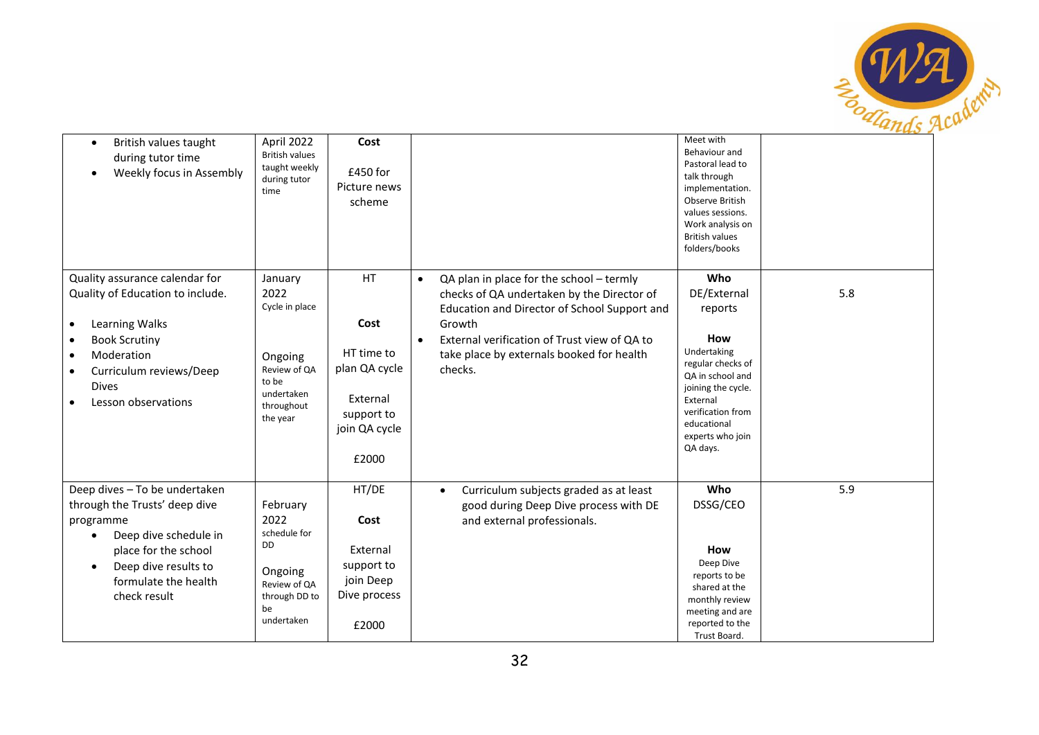| | | | | | |
|---|---|---|---|---|---|
| • British values taught during tutor time<br>• Weekly focus in Assembly | April 2022<br>British values taught weekly during tutor time | **Cost**<br><br>£450 for Picture news scheme | | Meet with Behaviour and Pastoral lead to talk through implementation. Observe British values sessions. Work analysis on British values folders/books | |
| Quality assurance calendar for Quality of Education to include.<br><br>• Learning Walks<br>• Book Scrutiny<br>• Moderation<br>• Curriculum reviews/Deep Dives<br>• Lesson observations | January 2022<br>Cycle in place<br><br>Ongoing<br>Review of QA to be undertaken throughout the year | HT<br><br>**Cost**<br><br>HT time to plan QA cycle<br><br>External support to join QA cycle<br><br>£2000 | • QA plan in place for the school – termly checks of QA undertaken by the Director of Education and Director of School Support and Growth<br>• External verification of Trust view of QA to take place by externals booked for health checks. | **Who**<br>DE/External reports<br><br>**How**<br>Undertaking regular checks of QA in school and joining the cycle. External verification from educational experts who join QA days. | 5.8 |
| Deep dives – To be undertaken through the Trusts' deep dive programme<br>• Deep dive schedule in place for the school<br>• Deep dive results to formulate the health check result | February 2022<br>schedule for DD<br><br>Ongoing<br>Review of QA through DD to be undertaken | HT/DE<br><br>**Cost**<br><br>External support to join Deep Dive process<br><br>£2000 | • Curriculum subjects graded as at least good during Deep Dive process with DE and external professionals. | **Who**<br>DSSG/CEO<br><br>**How**<br>Deep Dive reports to be shared at the monthly review meeting and are reported to the Trust Board. | 5.9 |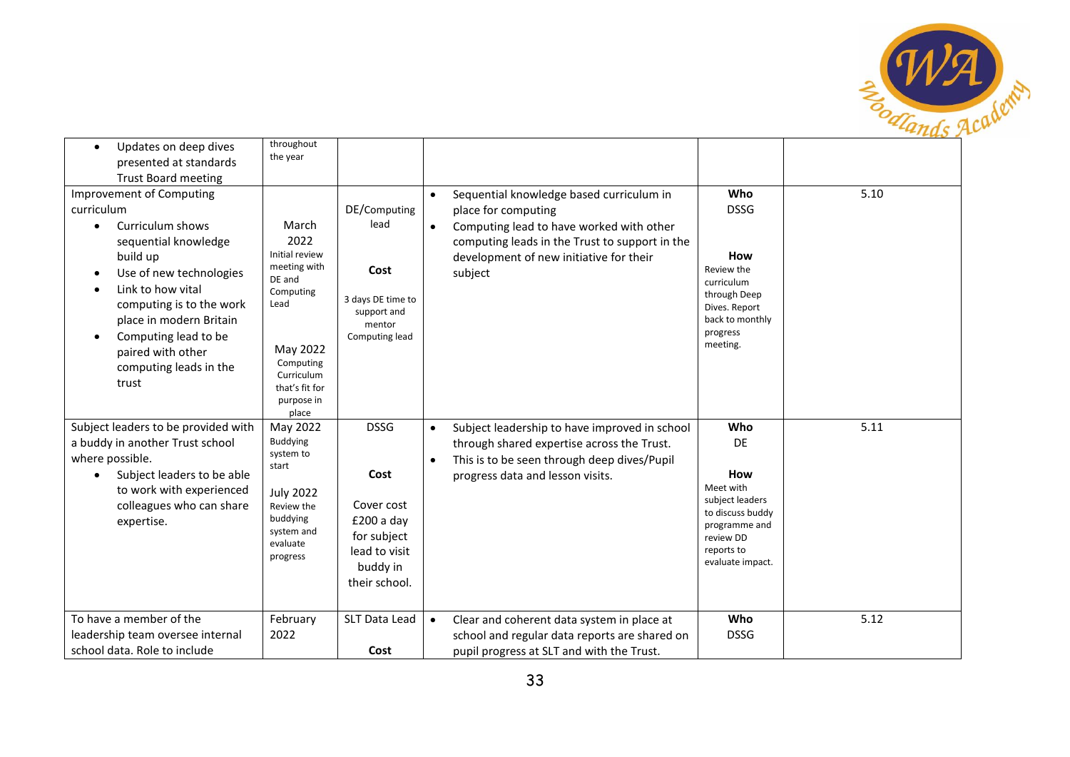| | | | | | |
|---|---|---|---|---|---|
| • Updates on deep dives presented at standards Trust Board meeting | throughout the year | | | | |
| Improvement of Computing curriculum<br>• Curriculum shows sequential knowledge build up<br>• Use of new technologies<br>• Link to how vital computing is to the work place in modern Britain<br>• Computing lead to be paired with other computing leads in the trust | March 2022<br>Initial review meeting with DE and Computing Lead<br><br>May 2022<br>Computing Curriculum that's fit for purpose in place | DE/Computing lead<br><br>**Cost**<br><br>3 days DE time to support and mentor Computing lead | • Sequential knowledge based curriculum in place for computing<br>• Computing lead to have worked with other computing leads in the Trust to support in the development of new initiative for their subject | **Who**<br>DSSG<br><br>**How**<br>Review the curriculum through Deep Dives. Report back to monthly progress meeting. | 5.10 |
| Subject leaders to be provided with a buddy in another Trust school where possible.<br>• Subject leaders to be able to work with experienced colleagues who can share expertise. | May 2022<br>Buddying system to start<br><br>July 2022<br>Review the buddying system and evaluate progress | DSSG<br><br>**Cost**<br><br>Cover cost £200 a day for subject lead to visit buddy in their school. | • Subject leadership to have improved in school through shared expertise across the Trust.<br>• This is to be seen through deep dives/Pupil progress data and lesson visits. | **Who**<br>DE<br><br>**How**<br>Meet with subject leaders to discuss buddy programme and review DD reports to evaluate impact. | 5.11 |
| To have a member of the leadership team oversee internal school data. Role to include | February 2022 | SLT Data Lead<br><br>**Cost** | • Clear and coherent data system in place at school and regular data reports are shared on pupil progress at SLT and with the Trust. | **Who**<br>DSSG | 5.12 |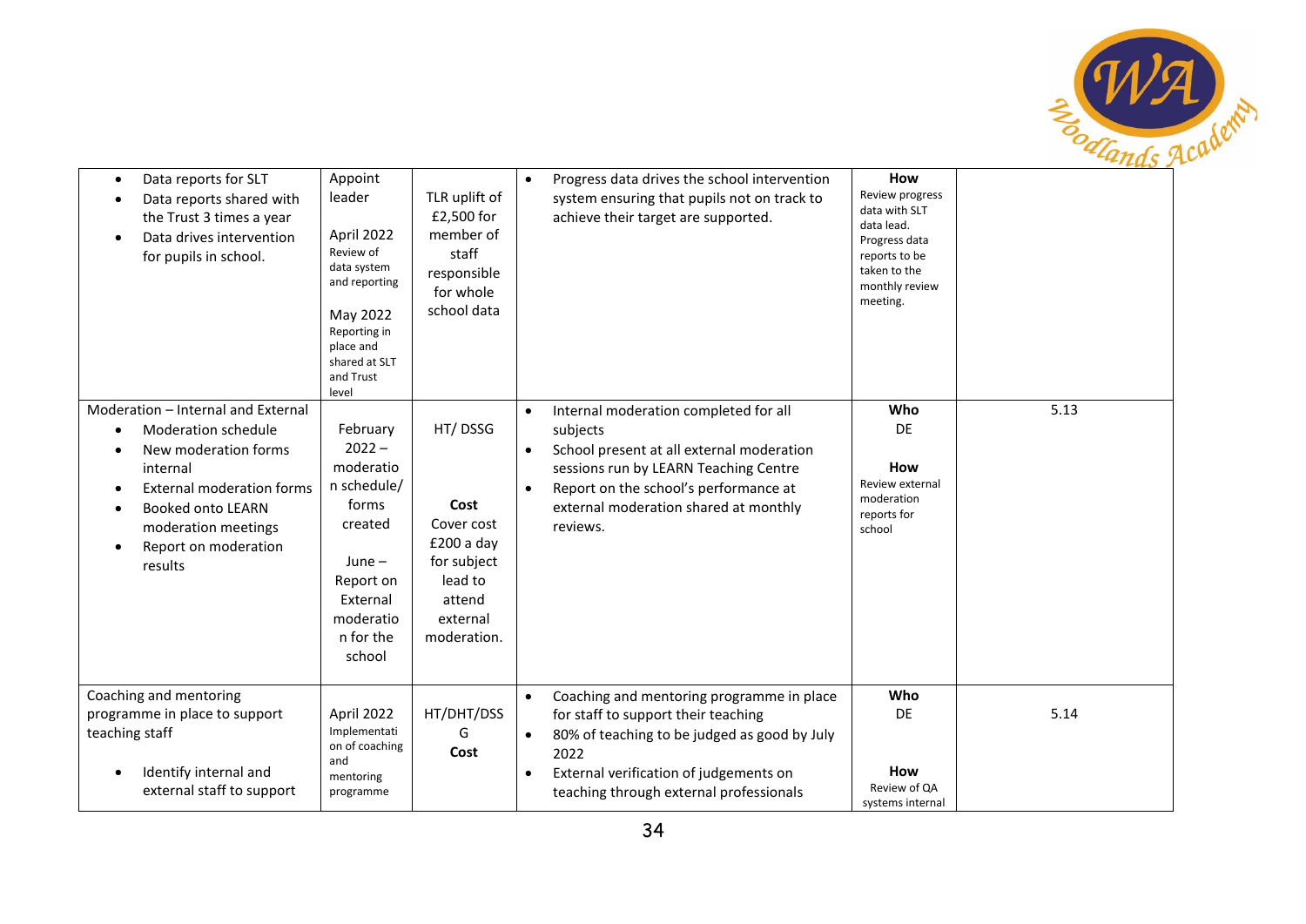| | | | | | |
|---|---|---|---|---|---|
| • Data reports for SLT<br>• Data reports shared with the Trust 3 times a year<br>• Data drives intervention for pupils in school. | Appoint leader<br><br>April 2022<br>Review of data system and reporting<br><br>May 2022<br>Reporting in place and shared at SLT and Trust level | TLR uplift of £2,500 for member of staff responsible for whole school data | • Progress data drives the school intervention system ensuring that pupils not on track to achieve their target are supported. | **How**<br>Review progress data with SLT data lead.<br>Progress data reports to be taken to the monthly review meeting. | |
| Moderation – Internal and External<br>• Moderation schedule<br>• New moderation forms internal<br>• External moderation forms<br>• Booked onto LEARN moderation meetings<br>• Report on moderation results | February 2022 – moderation schedule/ forms created<br><br>June – Report on External moderation for the school | HT/ DSSG<br><br>**Cost**<br>Cover cost £200 a day for subject lead to attend external moderation. | • Internal moderation completed for all subjects<br>• School present at all external moderation sessions run by LEARN Teaching Centre<br>• Report on the school's performance at external moderation shared at monthly reviews. | **Who**<br>DE<br><br>**How**<br>Review external moderation reports for school | 5.13 |
| Coaching and mentoring programme in place to support teaching staff<br><br>• Identify internal and external staff to support | April 2022<br>Implementation of coaching and mentoring programme | HT/DHT/DSSG<br>**Cost** | • Coaching and mentoring programme in place for staff to support their teaching<br>• 80% of teaching to be judged as good by July 2022<br>• External verification of judgements on teaching through external professionals | **Who**<br>DE<br><br>**How**<br>Review of QA systems internal | 5.14 |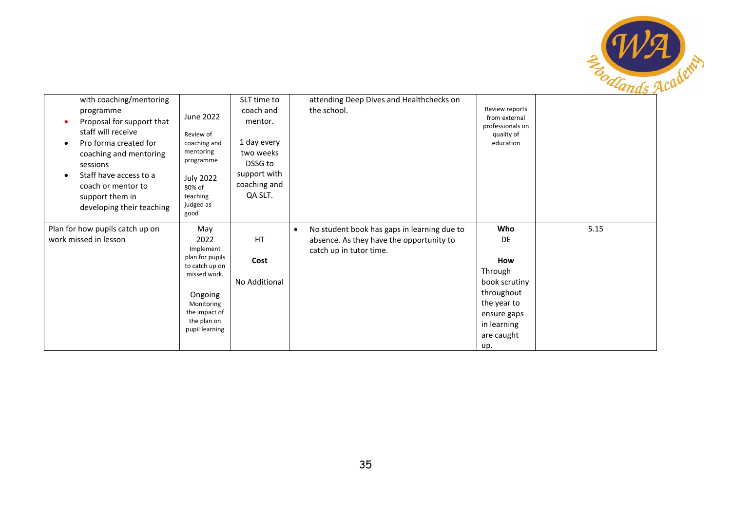| | | | | | |
|---|---|---|---|---|---|
| with coaching/mentoring programme<br>• Proposal for support that staff will receive<br>• Pro forma created for coaching and mentoring sessions<br>• Staff have access to a coach or mentor to support them in developing their teaching | June 2022<br><br>Review of coaching and mentoring programme<br><br>July 2022<br>80% of teaching judged as good | SLT time to coach and mentor.<br><br>1 day every two weeks DSSG to support with coaching and QA SLT. | attending Deep Dives and Healthchecks on the school. | Review reports from external professionals on quality of education | |
| Plan for how pupils catch up on work missed in lesson | May 2022<br>Implement plan for pupils to catch up on missed work.<br><br>Ongoing<br>Monitoring the impact of the plan on pupil learning | HT<br><br>**Cost**<br><br>No Additional | • No student book has gaps in learning due to absence. As they have the opportunity to catch up in tutor time. | **Who**<br>DE<br><br>**How**<br>Through book scrutiny throughout the year to ensure gaps in learning are caught up. | 5.15 |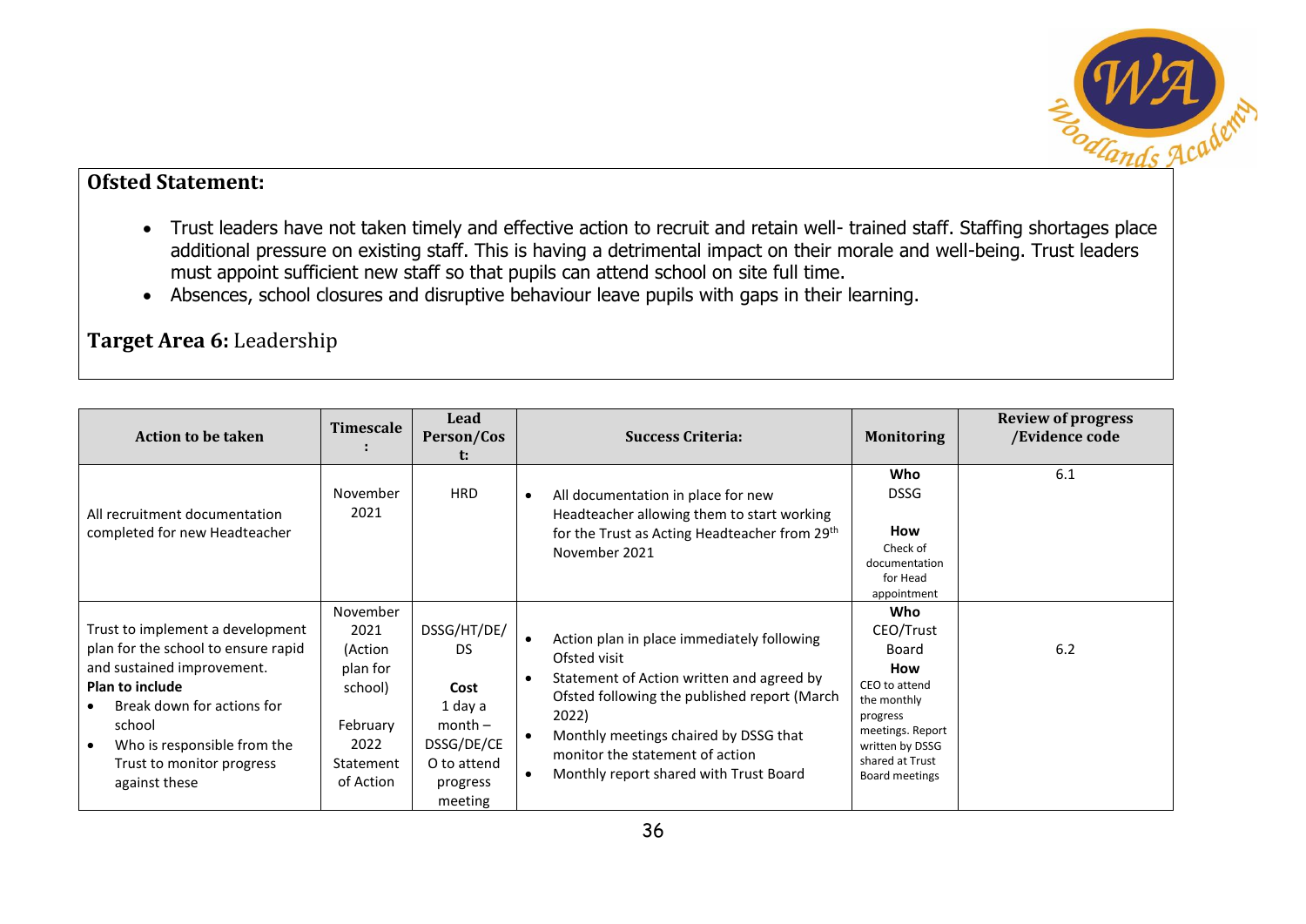**Ofsted Statement:**

- Trust leaders have not taken timely and effective action to recruit and retain well- trained staff. Staffing shortages place additional pressure on existing staff. This is having a detrimental impact on their morale and well-being. Trust leaders must appoint sufficient new staff so that pupils can attend school on site full time.
- Absences, school closures and disruptive behaviour leave pupils with gaps in their learning.

**Target Area 6:** Leadership

| Action to be taken | Timescale: | Lead Person/Cost: | Success Criteria: | Monitoring | Review of progress /Evidence code |
|---|---|---|---|---|---|
| All recruitment documentation completed for new Headteacher | November 2021 | HRD | • All documentation in place for new Headteacher allowing them to start working for the Trust as Acting Headteacher from 29th November 2021 | **Who** DSSG **How** Check of documentation for Head appointment | 6.1 |
| Trust to implement a development plan for the school to ensure rapid and sustained improvement. **Plan to include** • Break down for actions for school • Who is responsible from the Trust to monitor progress against these | November 2021 (Action plan for school) February 2022 Statement of Action | DSSG/HT/DE/DS **Cost** 1 day a month – DSSG/DE/CEO to attend progress meeting | • Action plan in place immediately following Ofsted visit • Statement of Action written and agreed by Ofsted following the published report (March 2022) • Monthly meetings chaired by DSSG that monitor the statement of action • Monthly report shared with Trust Board | **Who** CEO/Trust Board **How** CEO to attend the monthly progress meetings. Report written by DSSG shared at Trust Board meetings | 6.2 |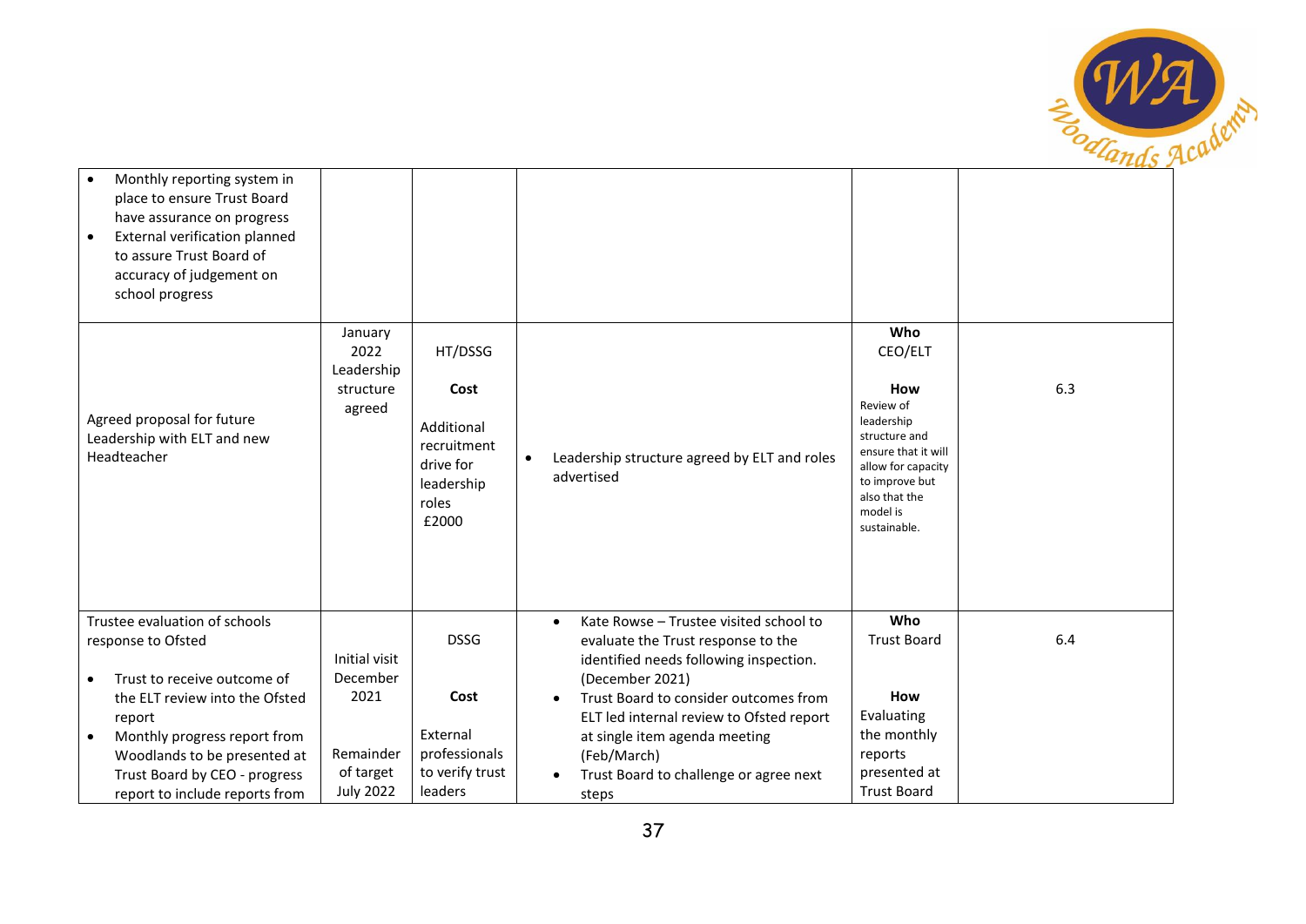| | | | | | |
|---|---|---|---|---|---|
| • Monthly reporting system in place to ensure Trust Board have assurance on progress<br>• External verification planned to assure Trust Board of accuracy of judgement on school progress | | | | | |
| Agreed proposal for future Leadership with ELT and new Headteacher | January 2022 Leadership structure agreed | HT/DSSG<br><br>**Cost**<br><br>Additional recruitment drive for leadership roles £2000 | • Leadership structure agreed by ELT and roles advertised | **Who**<br>CEO/ELT<br><br>**How**<br>Review of leadership structure and ensure that it will allow for capacity to improve but also that the model is sustainable. | 6.3 |
| Trustee evaluation of schools response to Ofsted<br><br>• Trust to receive outcome of the ELT review into the Ofsted report<br>• Monthly progress report from Woodlands to be presented at Trust Board by CEO - progress report to include reports from | Initial visit December 2021<br><br>Remainder of target July 2022 | DSSG<br><br>**Cost**<br><br>External professionals to verify trust leaders | • Kate Rowse – Trustee visited school to evaluate the Trust response to the identified needs following inspection. (December 2021)<br>• Trust Board to consider outcomes from ELT led internal review to Ofsted report at single item agenda meeting (Feb/March)<br>• Trust Board to challenge or agree next steps | **Who**<br>Trust Board<br><br>**How**<br>Evaluating the monthly reports presented at Trust Board | 6.4 |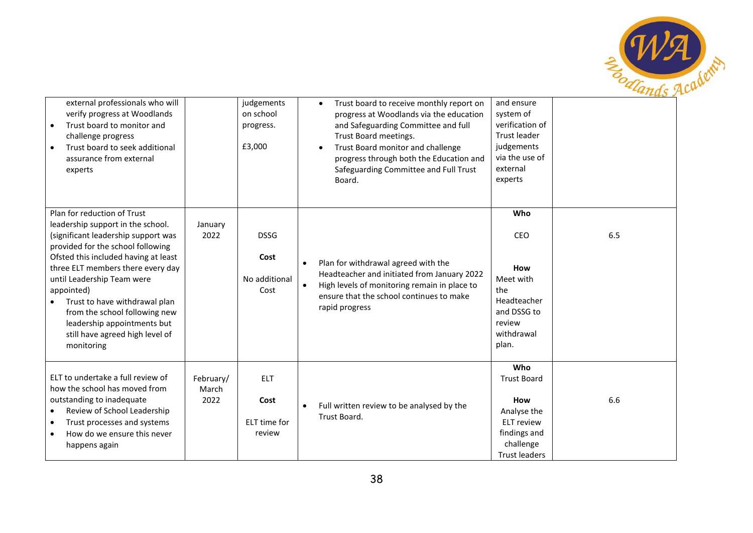| | | | | | |
|---|---|---|---|---|---|
| external professionals who will verify progress at Woodlands<br>• Trust board to monitor and challenge progress<br>• Trust board to seek additional assurance from external experts | | judgements on school progress.<br><br>£3,000 | • Trust board to receive monthly report on progress at Woodlands via the education and Safeguarding Committee and full Trust Board meetings.<br>• Trust Board monitor and challenge progress through both the Education and Safeguarding Committee and Full Trust Board. | and ensure system of verification of Trust leader judgements via the use of external experts | |
| Plan for reduction of Trust leadership support in the school. (significant leadership support was provided for the school following Ofsted this included having at least three ELT members there every day until Leadership Team were appointed)<br>• Trust to have withdrawal plan from the school following new leadership appointments but still have agreed high level of monitoring | January 2022 | DSSG<br><br>**Cost**<br><br>No additional Cost | • Plan for withdrawal agreed with the Headteacher and initiated from January 2022<br>• High levels of monitoring remain in place to ensure that the school continues to make rapid progress | **Who**<br><br>CEO<br><br>**How**<br>Meet with the Headteacher and DSSG to review withdrawal plan. | 6.5 |
| ELT to undertake a full review of how the school has moved from outstanding to inadequate<br>• Review of School Leadership<br>• Trust processes and systems<br>• How do we ensure this never happens again | February/ March 2022 | ELT<br><br>**Cost**<br><br>ELT time for review | • Full written review to be analysed by the Trust Board. | **Who**<br>Trust Board<br><br>**How**<br>Analyse the ELT review findings and challenge Trust leaders | 6.6 |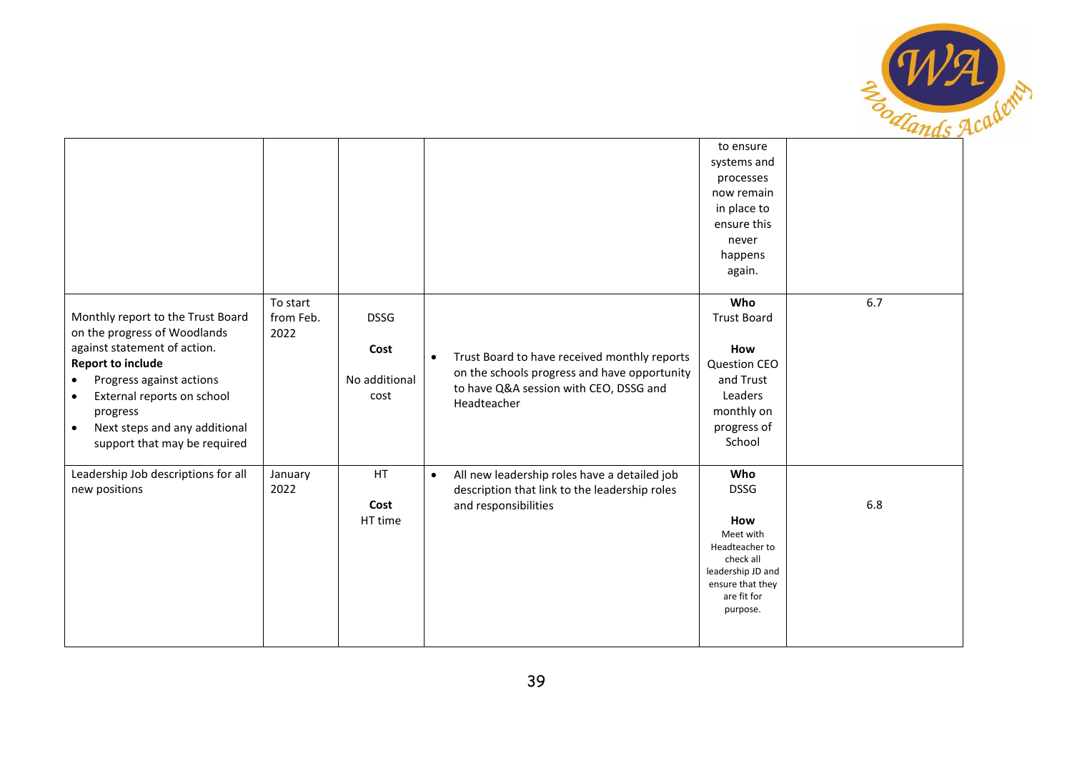| | | | | | |
|---|---|---|---|---|---|
| | | | | to ensure systems and processes now remain in place to ensure this never happens again. | |
| Monthly report to the Trust Board on the progress of Woodlands against statement of action.<br>**Report to include**<br>• Progress against actions<br>• External reports on school progress<br>• Next steps and any additional support that may be required | To start from Feb. 2022 | DSSG<br><br>**Cost**<br><br>No additional cost | • Trust Board to have received monthly reports on the schools progress and have opportunity to have Q&A session with CEO, DSSG and Headteacher | **Who**<br>Trust Board<br><br>**How**<br>Question CEO and Trust Leaders monthly on progress of School | 6.7 |
| Leadership Job descriptions for all new positions | January 2022 | HT<br><br>**Cost**<br>HT time | • All new leadership roles have a detailed job description that link to the leadership roles and responsibilities | **Who**<br>DSSG<br><br>**How**<br>Meet with Headteacher to check all leadership JD and ensure that they are fit for purpose. | 6.8 |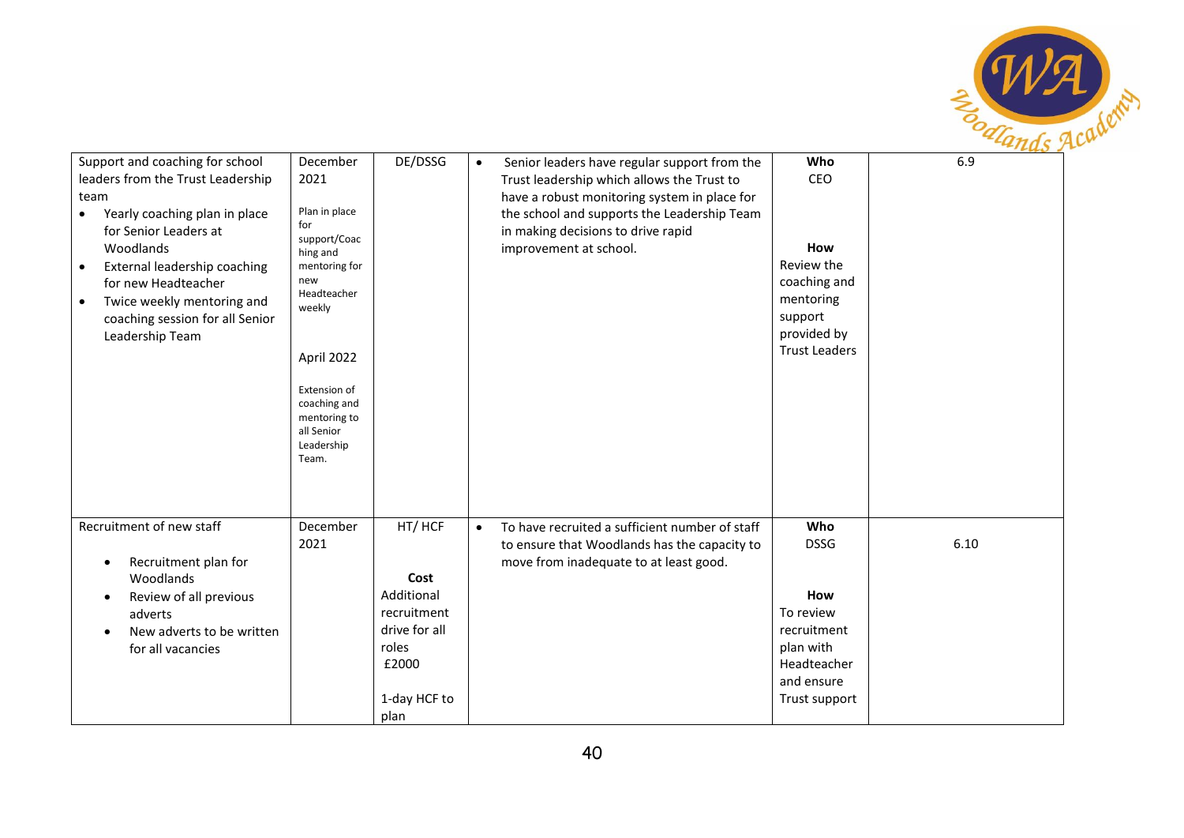| Support and coaching for school leaders from the Trust Leadership team<br>• Yearly coaching plan in place for Senior Leaders at Woodlands<br>• External leadership coaching for new Headteacher<br>• Twice weekly mentoring and coaching session for all Senior Leadership Team | December 2021<br><br>Plan in place for support/Coaching and mentoring for new Headteacher weekly<br><br>April 2022<br><br>Extension of coaching and mentoring to all Senior Leadership Team. | DE/DSSG | • Senior leaders have regular support from the Trust leadership which allows the Trust to have a robust monitoring system in place for the school and supports the Leadership Team in making decisions to drive rapid improvement at school. | **Who**<br>CEO<br><br>**How**<br>Review the coaching and mentoring support provided by Trust Leaders | 6.9 |
|---|---|---|---|---|---|
| Recruitment of new staff<br>• Recruitment plan for Woodlands<br>• Review of all previous adverts<br>• New adverts to be written for all vacancies | December 2021 | HT/ HCF<br><br>**Cost**<br>Additional recruitment drive for all roles<br>£2000<br><br>1-day HCF to plan | • To have recruited a sufficient number of staff to ensure that Woodlands has the capacity to move from inadequate to at least good. | **Who**<br>DSSG<br><br>**How**<br>To review recruitment plan with Headteacher and ensure Trust support | 6.10 |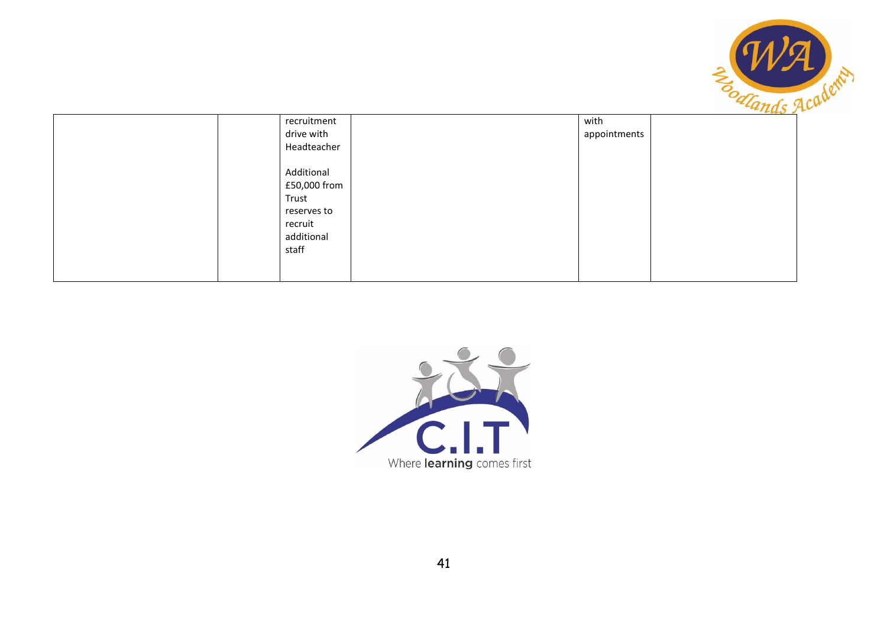| | | | | | |
|---|---|---|---|---|---|
| | | recruitment drive with Headteacher<br><br>Additional £50,000 from Trust reserves to recruit additional staff | | with appointments | |

C.I.T

Where **learning** comes first